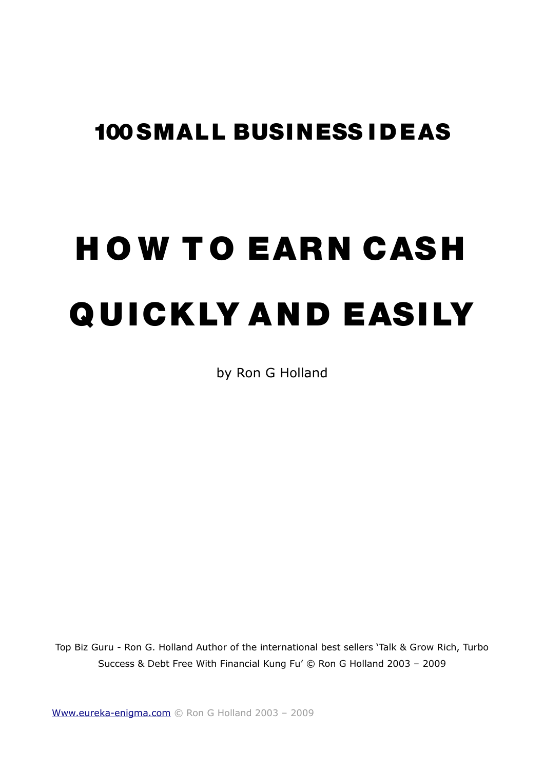## 100 SMALL BUSINESS IDEAS

# HOW TO EARN CASH QUICKLY AND EASILY

by Ron G Holland

Top Biz Guru - Ron G. Holland Author of the international best sellers 'Talk & Grow Rich, Turbo Success & Debt Free With Financial Kung Fu' © Ron G Holland 2003 – 2009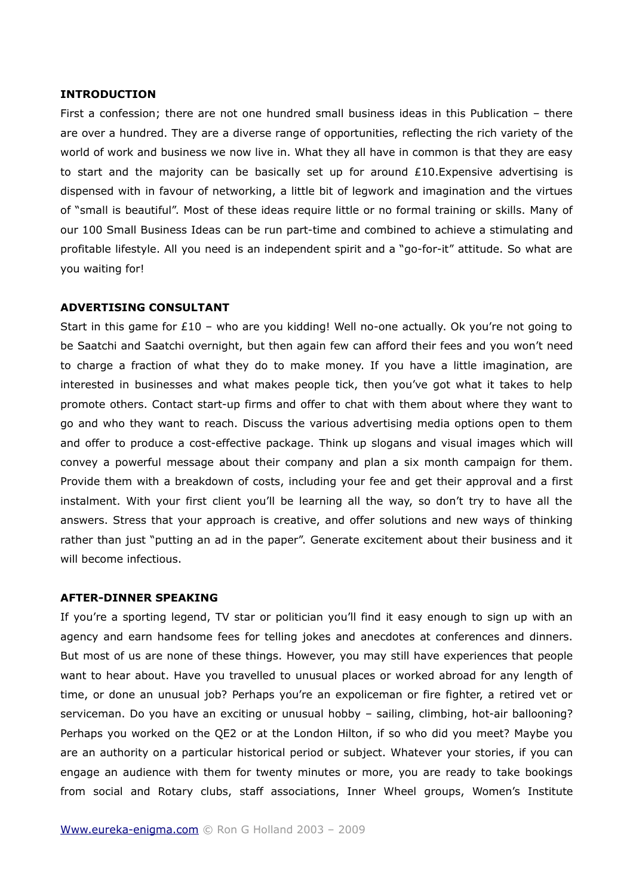## INTRODUCTION

First a confession; there are not one hundred small business ideas in this Publication – there are over a hundred. They are a diverse range of opportunities, reflecting the rich variety of the world of work and business we now live in. What they all have in common is that they are easy to start and the majority can be basically set up for around £10.Expensive advertising is dispensed with in favour of networking, a little bit of legwork and imagination and the virtues of "small is beautiful". Most of these ideas require little or no formal training or skills. Many of our 100 Small Business Ideas can be run part-time and combined to achieve a stimulating and profitable lifestyle. All you need is an independent spirit and a "go-for-it" attitude. So what are you waiting for!

## ADVERTISING CONSULTANT

Start in this game for £10 – who are you kidding! Well no-one actually. Ok you're not going to be Saatchi and Saatchi overnight, but then again few can afford their fees and you won't need to charge a fraction of what they do to make money. If you have a little imagination, are interested in businesses and what makes people tick, then you've got what it takes to help promote others. Contact start-up firms and offer to chat with them about where they want to go and who they want to reach. Discuss the various advertising media options open to them and offer to produce a cost-effective package. Think up slogans and visual images which will convey a powerful message about their company and plan a six month campaign for them. Provide them with a breakdown of costs, including your fee and get their approval and a first instalment. With your first client you'll be learning all the way, so don't try to have all the answers. Stress that your approach is creative, and offer solutions and new ways of thinking rather than just "putting an ad in the paper". Generate excitement about their business and it will become infectious.

## AFTER-DINNER SPEAKING

If you're a sporting legend, TV star or politician you'll find it easy enough to sign up with an agency and earn handsome fees for telling jokes and anecdotes at conferences and dinners. But most of us are none of these things. However, you may still have experiences that people want to hear about. Have you travelled to unusual places or worked abroad for any length of time, or done an unusual job? Perhaps you're an expoliceman or fire fighter, a retired vet or serviceman. Do you have an exciting or unusual hobby – sailing, climbing, hot-air ballooning? Perhaps you worked on the QE2 or at the London Hilton, if so who did you meet? Maybe you are an authority on a particular historical period or subject. Whatever your stories, if you can engage an audience with them for twenty minutes or more, you are ready to take bookings from social and Rotary clubs, staff associations, Inner Wheel groups, Women's Institute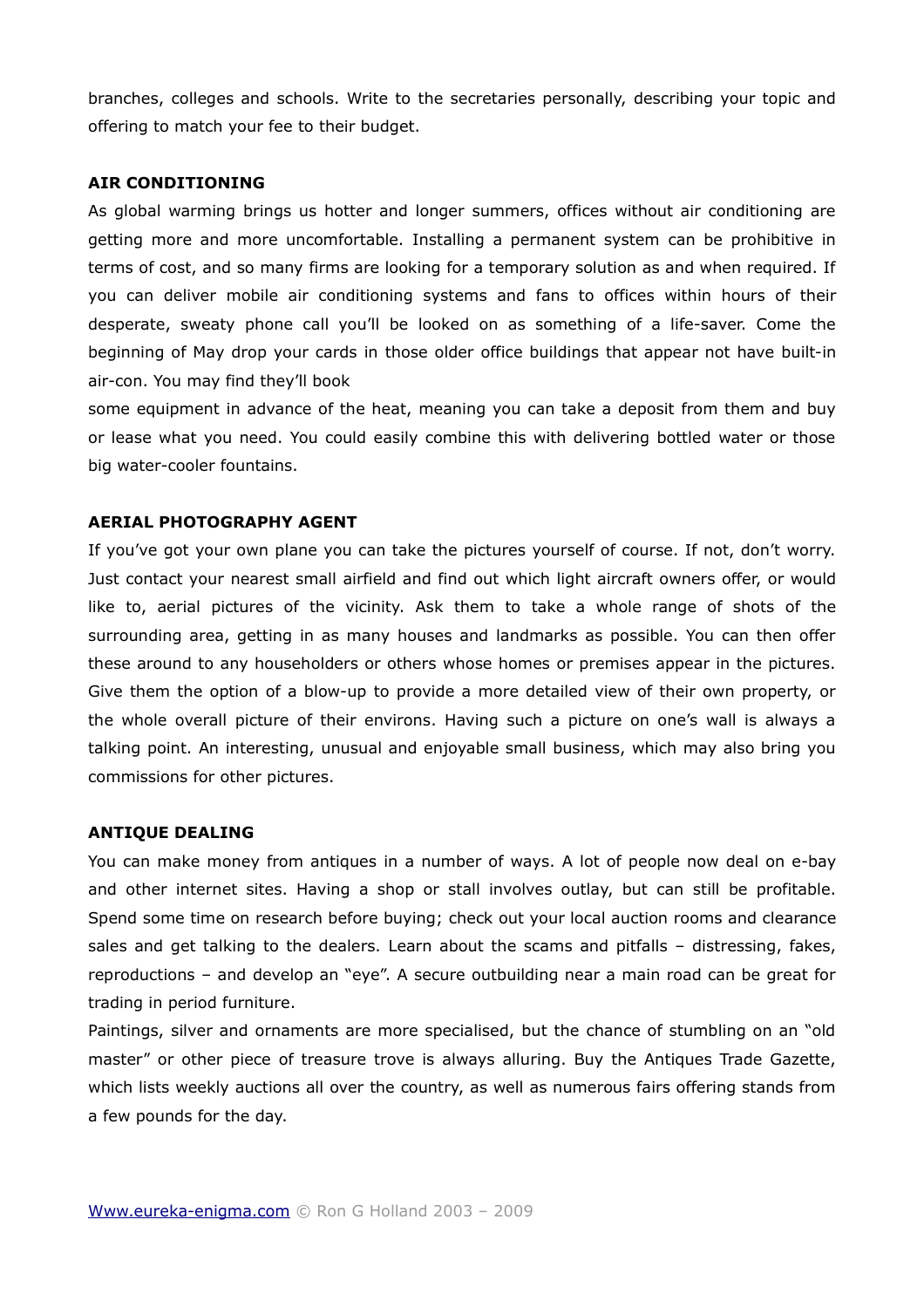branches, colleges and schools. Write to the secretaries personally, describing your topic and offering to match your fee to their budget.

**AIR CONDITIONING**

As global warming brings us hotter and longer summers, offices without air conditioning are getting more and more uncomfortable. Installing a permanent system can be prohibitive in terms of cost, and so many firms are looking for a temporary solution as and when required. If you can deliver mobile air conditioning systems and fans to offices within hours of their desperate, sweaty phone call you'll be looked on as something of a life-saver. Come the beginning of May drop your cards in those older office buildings that appear not have built-in air-con. You may find they'll book some equipment in advance of the heat, meaning you can take a deposit from them and buy or lease what you need. You could easily combine this with delivering bottled water or those big water-cooler fountains.

**AERIAL PHOTOGRAPHY AGENT**

If you've got your own plane you can take the pictures yourself of course. If not, don't worry. Just contact your nearest small airfield and find out which light aircraft owners offer, or would like to, aerial pictures of the vicinity. Ask them to take a whole range of shots of the surrounding area, getting in as many houses and landmarks as possible. You can then offer these around to any householders or others whose homes or premises appear in the pictures. Give them the option of a blow-up to provide a more detailed view of their own property, or the whole overall picture of their environs. Having such a picture on one's wall is always a talking point. An interesting, unusual and enjoyable small business, which may also bring you commissions for other pictures.

**ANTIQUE DEALING**

You can make money from antiques in a number of ways. A lot of people now deal on e-bay and other internet sites. Having a shop or stall involves outlay, but can still be profitable. Spend some time on research before buying; check out your local auction rooms and clearance sales and get talking to the dealers. Learn about the scams and pitfalls – distressing, fakes, reproductions – and develop an "eye". A secure outbuilding near a main road can be great for trading in period furniture.

Paintings, silver and ornaments are more specialised, but the chance of stumbling on an "old master" or other piece of treasure trove is always alluring. Buy the Antiques Trade Gazette, which lists weekly auctions all over the country, as well as numerous fairs offering stands from a few pounds for the day.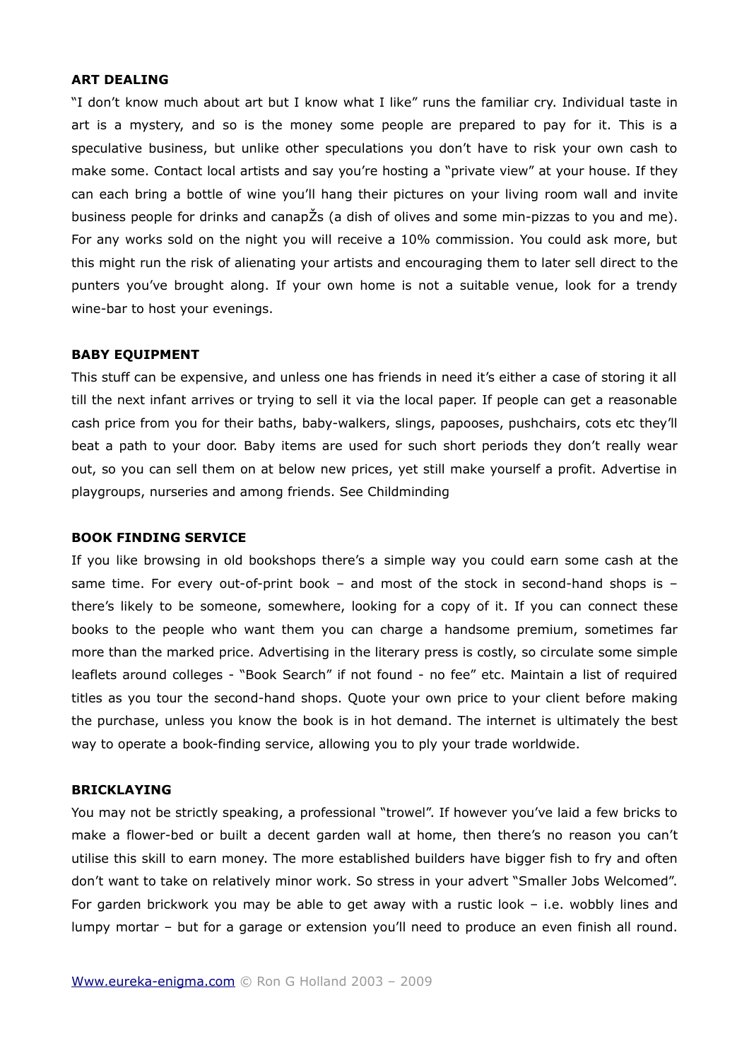**ART DEALING**

"I don't know much about art but I know what I like" runs the familiar cry. Individual taste in art is a mystery, and so is the money some people are prepared to pay for it. This is a speculative business, but unlike other speculations you don't have to risk your own cash to make some. Contact local artists and say you're hosting a "private view" at your house. If they can each bring a bottle of wine you'll hang their pictures on your living room wall and invite business people for drinks and canapŽs (a dish of olives and some min-pizzas to you and me). For any works sold on the night you will receive a 10% commission. You could ask more, but this might run the risk of alienating your artists and encouraging them to later sell direct to the punters you've brought along. If your own home is not a suitable venue, look for a trendy wine-bar to host your evenings.

**BABY EQUIPMENT**

This stuff can be expensive, and unless one has friends in need it's either a case of storing it all till the next infant arrives or trying to sell it via the local paper. If people can get a reasonable cash price from you for their baths, baby-walkers, slings, papooses, pushchairs, cots etc they'll beat a path to your door. Baby items are used for such short periods they don't really wear out, so you can sell them on at below new prices, yet still make yourself a profit. Advertise in playgroups, nurseries and among friends. See Childminding

**BOOK FINDING SERVICE**

If you like browsing in old bookshops there's a simple way you could earn some cash at the same time. For every out-of-print book – and most of the stock in second-hand shops is – there's likely to be someone, somewhere, looking for a copy of it. If you can connect these books to the people who want them you can charge a handsome premium, sometimes far more than the marked price. Advertising in the literary press is costly, so circulate some simple leaflets around colleges - "Book Search" if not found - no fee" etc. Maintain a list of required titles as you tour the second-hand shops. Quote your own price to your client before making the purchase, unless you know the book is in hot demand. The internet is ultimately the best way to operate a book-finding service, allowing you to ply your trade worldwide.

**BRICKLAYING**

You may not be strictly speaking, a professional "trowel". If however you've laid a few bricks to make a flower-bed or built a decent garden wall at home, then there's no reason you can't utilise this skill to earn money. The more established builders have bigger fish to fry and often don't want to take on relatively minor work. So stress in your advert "Smaller Jobs Welcomed". For garden brickwork you may be able to get away with a rustic look – i.e. wobbly lines and lumpy mortar – but for a garage or extension you'll need to produce an even finish all round.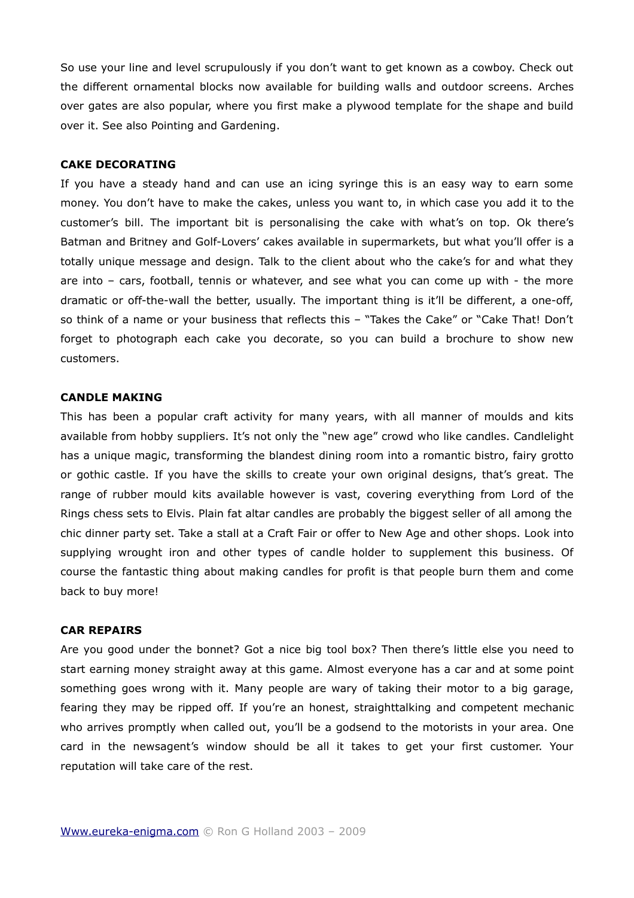So use your line and level scrupulously if you don't want to get known as a cowboy. Check out the different ornamental blocks now available for building walls and outdoor screens. Arches over gates are also popular, where you first make a plywood template for the shape and build over it. See also Pointing and Gardening.

### CAKE DECORATING

If you have a steady hand and can use an icing syringe this is an easy way to earn some money. You don't have to make the cakes, unless you want to, in which case you add it to the customer's bill. The important bit is personalising the cake with what's on top. Ok there's Batman and Britney and Golf-Lovers' cakes available in supermarkets, but what you'll offer is a totally unique message and design. Talk to the client about who the cake's for and what they are into – cars, football, tennis or whatever, and see what you can come up with - the more dramatic or off-the-wall the better, usually. The important thing is it'll be different, a one-off, so think of a name or your business that reflects this – "Takes the Cake" or "Cake That! Don't forget to photograph each cake you decorate, so you can build a brochure to show new customers.

### CANDLE MAKING

This has been a popular craft activity for many years, with all manner of moulds and kits available from hobby suppliers. It's not only the "new age" crowd who like candles. Candlelight has a unique magic, transforming the blandest dining room into a romantic bistro, fairy grotto or gothic castle. If you have the skills to create your own original designs, that's great. The range of rubber mould kits available however is vast, covering everything from Lord of the Rings chess sets to Elvis. Plain fat altar candles are probably the biggest seller of all among the chic dinner party set. Take a stall at a Craft Fair or offer to New Age and other shops. Look into supplying wrought iron and other types of candle holder to supplement this business. Of course the fantastic thing about making candles for profit is that people burn them and come back to buy more!

### CAR REPAIRS

Are you good under the bonnet? Got a nice big tool box? Then there's little else you need to start earning money straight away at this game. Almost everyone has a car and at some point something goes wrong with it. Many people are wary of taking their motor to a big garage, fearing they may be ripped off. If you're an honest, straighttalking and competent mechanic who arrives promptly when called out, you'll be a godsend to the motorists in your area. One card in the newsagent's window should be all it takes to get your first customer. Your reputation will take care of the rest.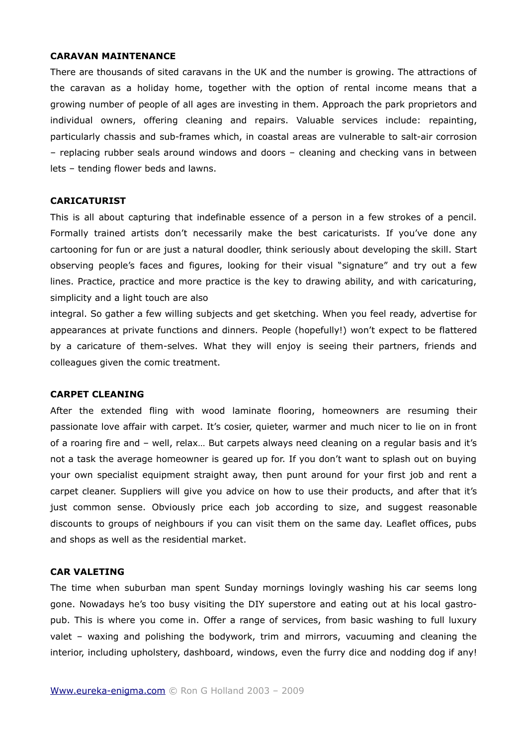**CARAVAN MAINTENANCE**

There are thousands of sited caravans in the UK and the number is growing. The attractions of the caravan as a holiday home, together with the option of rental income means that a growing number of people of all ages are investing in them. Approach the park proprietors and individual owners, offering cleaning and repairs. Valuable services include: repainting, particularly chassis and sub-frames which, in coastal areas are vulnerable to salt-air corrosion – replacing rubber seals around windows and doors – cleaning and checking vans in between lets – tending flower beds and lawns.

**CARICATURIST**

This is all about capturing that indefinable essence of a person in a few strokes of a pencil. Formally trained artists don't necessarily make the best caricaturists. If you've done any cartooning for fun or are just a natural doodler, think seriously about developing the skill. Start observing people's faces and figures, looking for their visual "signature" and try out a few lines. Practice, practice and more practice is the key to drawing ability, and with caricaturing, simplicity and a light touch are also

integral. So gather a few willing subjects and get sketching. When you feel ready, advertise for appearances at private functions and dinners. People (hopefully!) won't expect to be flattered by a caricature of them-selves. What they will enjoy is seeing their partners, friends and colleagues given the comic treatment.

**CARPET CLEANING**

After the extended fling with wood laminate flooring, homeowners are resuming their passionate love affair with carpet. It's cosier, quieter, warmer and much nicer to lie on in front of a roaring fire and – well, relax… But carpets always need cleaning on a regular basis and it's not a task the average homeowner is geared up for. If you don't want to splash out on buying your own specialist equipment straight away, then punt around for your first job and rent a carpet cleaner. Suppliers will give you advice on how to use their products, and after that it's just common sense. Obviously price each job according to size, and suggest reasonable discounts to groups of neighbours if you can visit them on the same day. Leaflet offices, pubs and shops as well as the residential market.

**CAR VALETING**

The time when suburban man spent Sunday mornings lovingly washing his car seems long gone. Nowadays he's too busy visiting the DIY superstore and eating out at his local gastro-pub. This is where you come in. Offer a range of services, from basic washing to full luxury valet – waxing and polishing the bodywork, trim and mirrors, vacuuming and cleaning the interior, including upholstery, dashboard, windows, even the furry dice and nodding dog if any!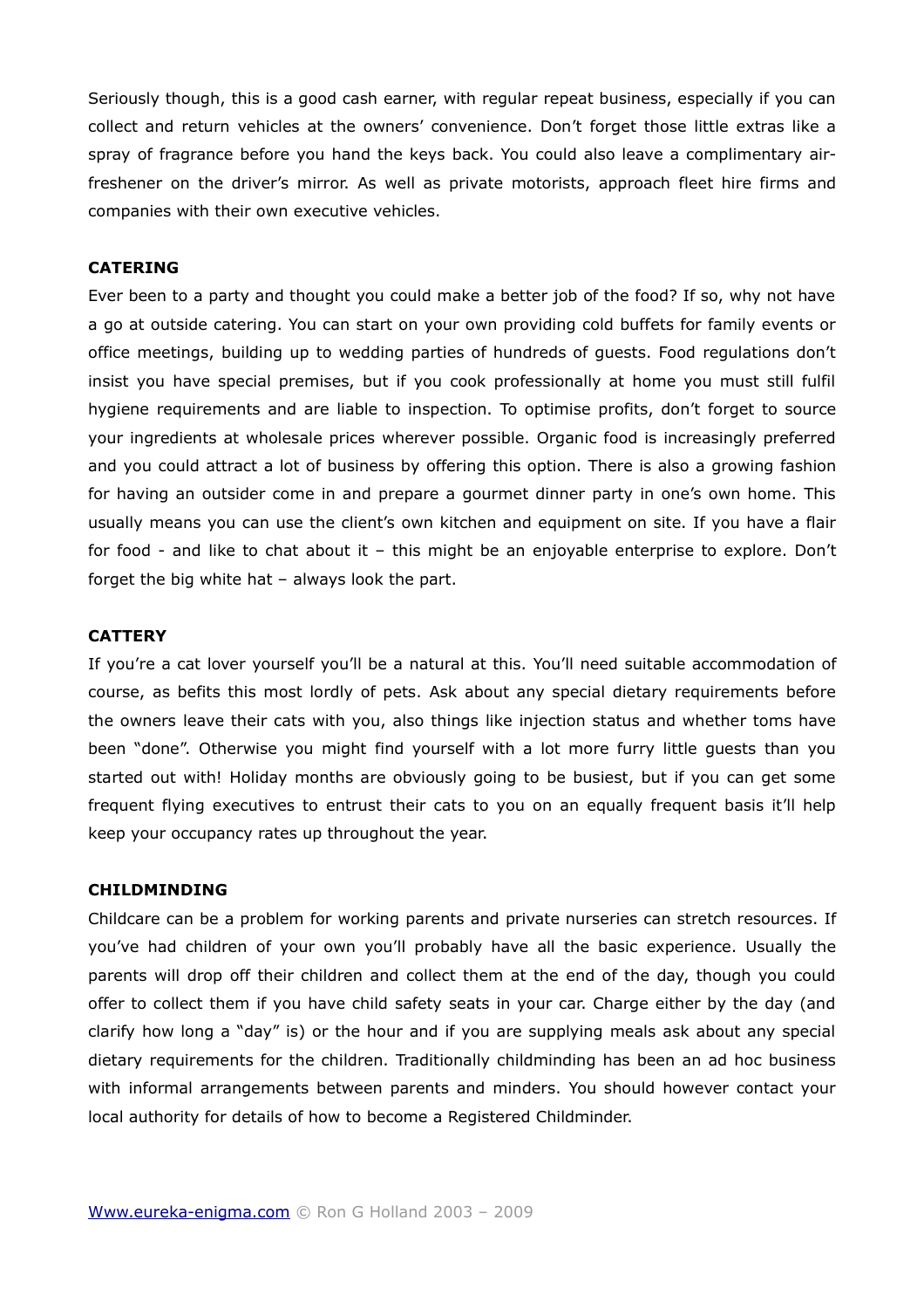Seriously though, this is a good cash earner, with regular repeat business, especially if you can collect and return vehicles at the owners' convenience. Don't forget those little extras like a spray of fragrance before you hand the keys back. You could also leave a complimentary air-freshener on the driver's mirror. As well as private motorists, approach fleet hire firms and companies with their own executive vehicles.

**CATERING**

Ever been to a party and thought you could make a better job of the food? If so, why not have a go at outside catering. You can start on your own providing cold buffets for family events or office meetings, building up to wedding parties of hundreds of guests. Food regulations don't insist you have special premises, but if you cook professionally at home you must still fulfil hygiene requirements and are liable to inspection. To optimise profits, don't forget to source your ingredients at wholesale prices wherever possible. Organic food is increasingly preferred and you could attract a lot of business by offering this option. There is also a growing fashion for having an outsider come in and prepare a gourmet dinner party in one's own home. This usually means you can use the client's own kitchen and equipment on site. If you have a flair for food - and like to chat about it – this might be an enjoyable enterprise to explore. Don't forget the big white hat – always look the part.

**CATTERY**

If you're a cat lover yourself you'll be a natural at this. You'll need suitable accommodation of course, as befits this most lordly of pets. Ask about any special dietary requirements before the owners leave their cats with you, also things like injection status and whether toms have been "done". Otherwise you might find yourself with a lot more furry little guests than you started out with! Holiday months are obviously going to be busiest, but if you can get some frequent flying executives to entrust their cats to you on an equally frequent basis it'll help keep your occupancy rates up throughout the year.

**CHILDMINDING**

Childcare can be a problem for working parents and private nurseries can stretch resources. If you've had children of your own you'll probably have all the basic experience. Usually the parents will drop off their children and collect them at the end of the day, though you could offer to collect them if you have child safety seats in your car. Charge either by the day (and clarify how long a "day" is) or the hour and if you are supplying meals ask about any special dietary requirements for the children. Traditionally childminding has been an ad hoc business with informal arrangements between parents and minders. You should however contact your local authority for details of how to become a Registered Childminder.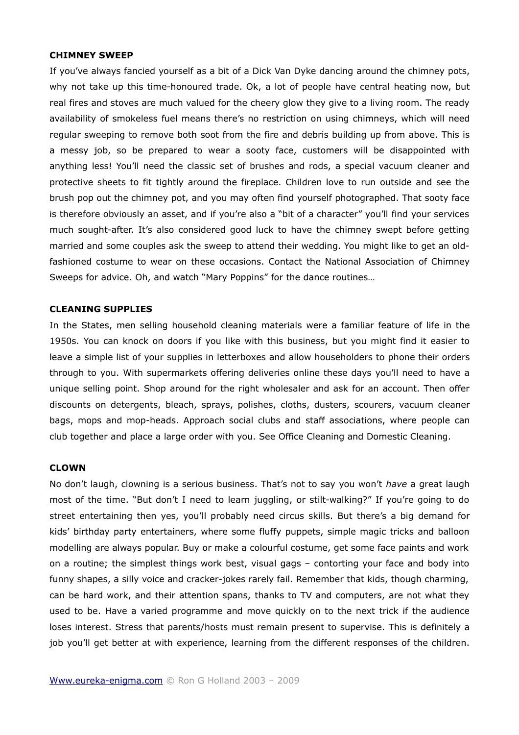**CHIMNEY SWEEP**

If you've always fancied yourself as a bit of a Dick Van Dyke dancing around the chimney pots, why not take up this time-honoured trade. Ok, a lot of people have central heating now, but real fires and stoves are much valued for the cheery glow they give to a living room. The ready availability of smokeless fuel means there's no restriction on using chimneys, which will need regular sweeping to remove both soot from the fire and debris building up from above. This is a messy job, so be prepared to wear a sooty face, customers will be disappointed with anything less! You'll need the classic set of brushes and rods, a special vacuum cleaner and protective sheets to fit tightly around the fireplace. Children love to run outside and see the brush pop out the chimney pot, and you may often find yourself photographed. That sooty face is therefore obviously an asset, and if you're also a "bit of a character" you'll find your services much sought-after. It's also considered good luck to have the chimney swept before getting married and some couples ask the sweep to attend their wedding. You might like to get an old-fashioned costume to wear on these occasions. Contact the National Association of Chimney Sweeps for advice. Oh, and watch "Mary Poppins" for the dance routines…

**CLEANING SUPPLIES**

In the States, men selling household cleaning materials were a familiar feature of life in the 1950s. You can knock on doors if you like with this business, but you might find it easier to leave a simple list of your supplies in letterboxes and allow householders to phone their orders through to you. With supermarkets offering deliveries online these days you'll need to have a unique selling point. Shop around for the right wholesaler and ask for an account. Then offer discounts on detergents, bleach, sprays, polishes, cloths, dusters, scourers, vacuum cleaner bags, mops and mop-heads. Approach social clubs and staff associations, where people can club together and place a large order with you. See Office Cleaning and Domestic Cleaning.

**CLOWN**

No don't laugh, clowning is a serious business. That's not to say you won't *have* a great laugh most of the time. "But don't I need to learn juggling, or stilt-walking?" If you're going to do street entertaining then yes, you'll probably need circus skills. But there's a big demand for kids' birthday party entertainers, where some fluffy puppets, simple magic tricks and balloon modelling are always popular. Buy or make a colourful costume, get some face paints and work on a routine; the simplest things work best, visual gags – contorting your face and body into funny shapes, a silly voice and cracker-jokes rarely fail. Remember that kids, though charming, can be hard work, and their attention spans, thanks to TV and computers, are not what they used to be. Have a varied programme and move quickly on to the next trick if the audience loses interest. Stress that parents/hosts must remain present to supervise. This is definitely a job you'll get better at with experience, learning from the different responses of the children.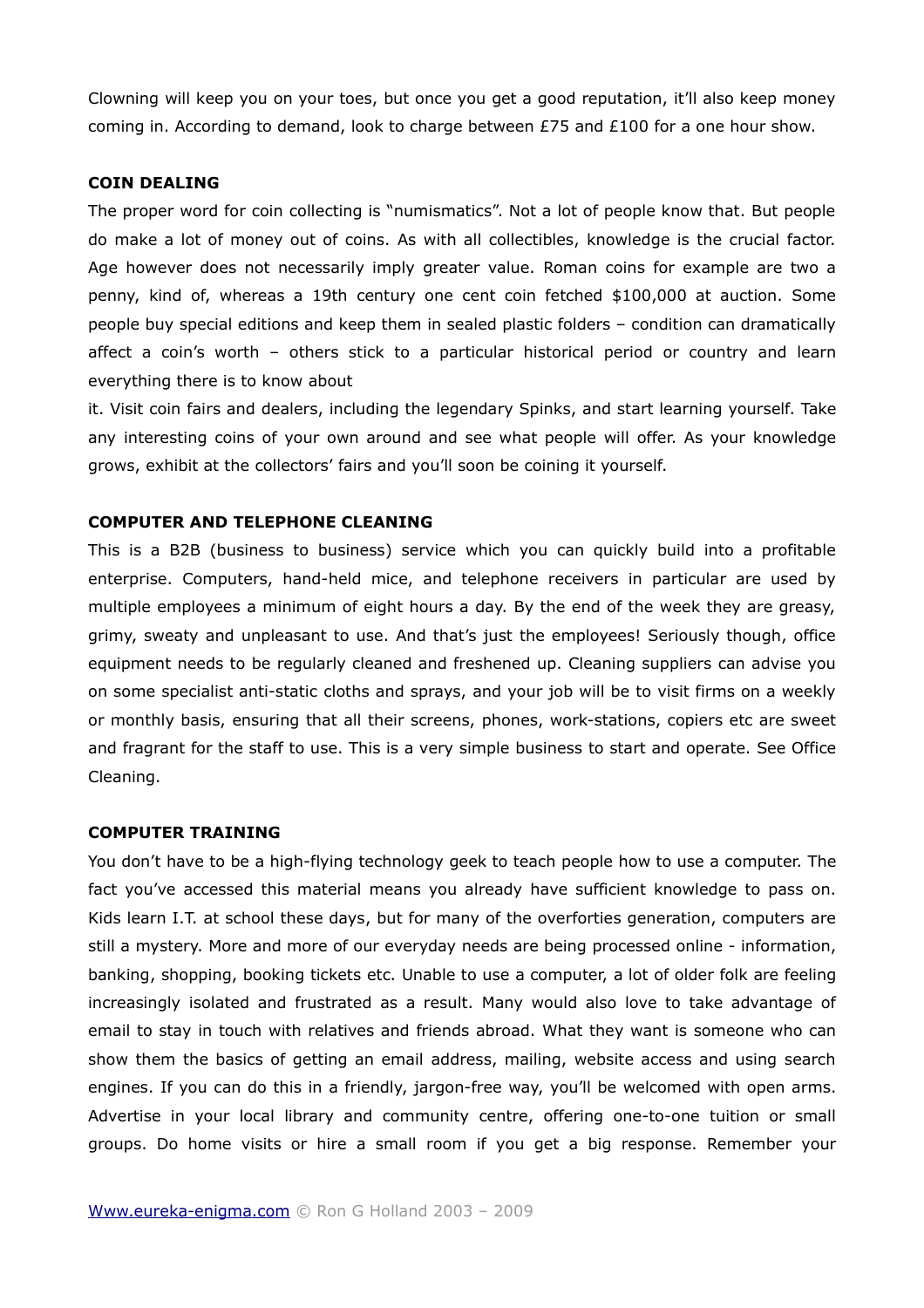Clowning will keep you on your toes, but once you get a good reputation, it'll also keep money coming in. According to demand, look to charge between £75 and £100 for a one hour show.

**COIN DEALING**

The proper word for coin collecting is "numismatics". Not a lot of people know that. But people do make a lot of money out of coins. As with all collectibles, knowledge is the crucial factor. Age however does not necessarily imply greater value. Roman coins for example are two a penny, kind of, whereas a 19th century one cent coin fetched $100,000 at auction. Some people buy special editions and keep them in sealed plastic folders – condition can dramatically affect a coin's worth – others stick to a particular historical period or country and learn everything there is to know about it. Visit coin fairs and dealers, including the legendary Spinks, and start learning yourself. Take any interesting coins of your own around and see what people will offer. As your knowledge grows, exhibit at the collectors' fairs and you'll soon be coining it yourself.

**COMPUTER AND TELEPHONE CLEANING**

This is a B2B (business to business) service which you can quickly build into a profitable enterprise. Computers, hand-held mice, and telephone receivers in particular are used by multiple employees a minimum of eight hours a day. By the end of the week they are greasy, grimy, sweaty and unpleasant to use. And that's just the employees! Seriously though, office equipment needs to be regularly cleaned and freshened up. Cleaning suppliers can advise you on some specialist anti-static cloths and sprays, and your job will be to visit firms on a weekly or monthly basis, ensuring that all their screens, phones, work-stations, copiers etc are sweet and fragrant for the staff to use. This is a very simple business to start and operate. See Office Cleaning.

**COMPUTER TRAINING**

You don't have to be a high-flying technology geek to teach people how to use a computer. The fact you've accessed this material means you already have sufficient knowledge to pass on. Kids learn I.T. at school these days, but for many of the overforties generation, computers are still a mystery. More and more of our everyday needs are being processed online - information, banking, shopping, booking tickets etc. Unable to use a computer, a lot of older folk are feeling increasingly isolated and frustrated as a result. Many would also love to take advantage of email to stay in touch with relatives and friends abroad. What they want is someone who can show them the basics of getting an email address, mailing, website access and using search engines. If you can do this in a friendly, jargon-free way, you'll be welcomed with open arms. Advertise in your local library and community centre, offering one-to-one tuition or small groups. Do home visits or hire a small room if you get a big response. Remember your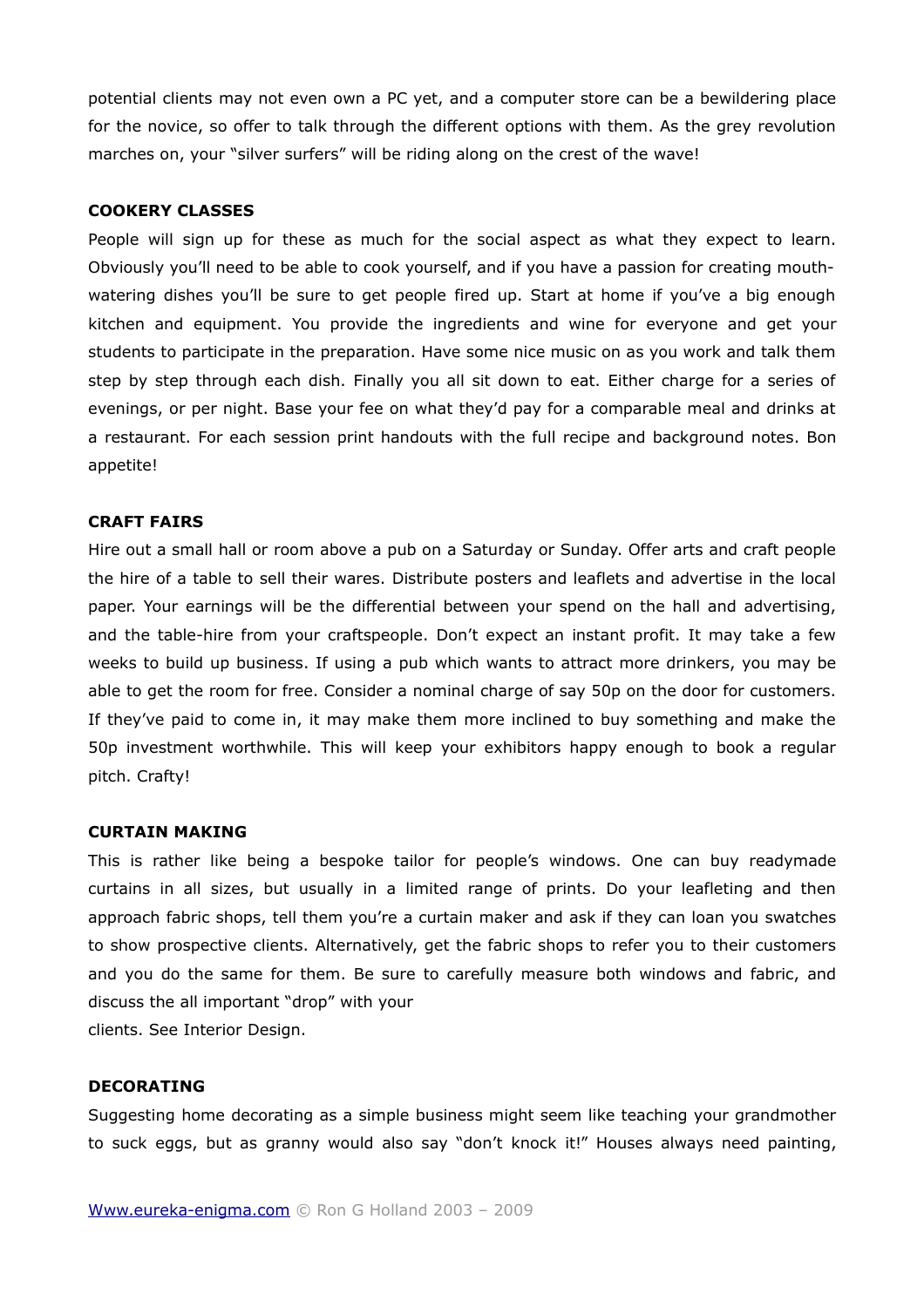potential clients may not even own a PC yet, and a computer store can be a bewildering place for the novice, so offer to talk through the different options with them. As the grey revolution marches on, your "silver surfers" will be riding along on the crest of the wave!

**COOKERY CLASSES**

People will sign up for these as much for the social aspect as what they expect to learn. Obviously you'll need to be able to cook yourself, and if you have a passion for creating mouth-watering dishes you'll be sure to get people fired up. Start at home if you've a big enough kitchen and equipment. You provide the ingredients and wine for everyone and get your students to participate in the preparation. Have some nice music on as you work and talk them step by step through each dish. Finally you all sit down to eat. Either charge for a series of evenings, or per night. Base your fee on what they'd pay for a comparable meal and drinks at a restaurant. For each session print handouts with the full recipe and background notes. Bon appetite!

**CRAFT FAIRS**

Hire out a small hall or room above a pub on a Saturday or Sunday. Offer arts and craft people the hire of a table to sell their wares. Distribute posters and leaflets and advertise in the local paper. Your earnings will be the differential between your spend on the hall and advertising, and the table-hire from your craftspeople. Don't expect an instant profit. It may take a few weeks to build up business. If using a pub which wants to attract more drinkers, you may be able to get the room for free. Consider a nominal charge of say 50p on the door for customers. If they've paid to come in, it may make them more inclined to buy something and make the 50p investment worthwhile. This will keep your exhibitors happy enough to book a regular pitch. Crafty!

**CURTAIN MAKING**

This is rather like being a bespoke tailor for people's windows. One can buy readymade curtains in all sizes, but usually in a limited range of prints. Do your leafleting and then approach fabric shops, tell them you're a curtain maker and ask if they can loan you swatches to show prospective clients. Alternatively, get the fabric shops to refer you to their customers and you do the same for them. Be sure to carefully measure both windows and fabric, and discuss the all important "drop" with your clients. See Interior Design.

**DECORATING**

Suggesting home decorating as a simple business might seem like teaching your grandmother to suck eggs, but as granny would also say "don't knock it!" Houses always need painting,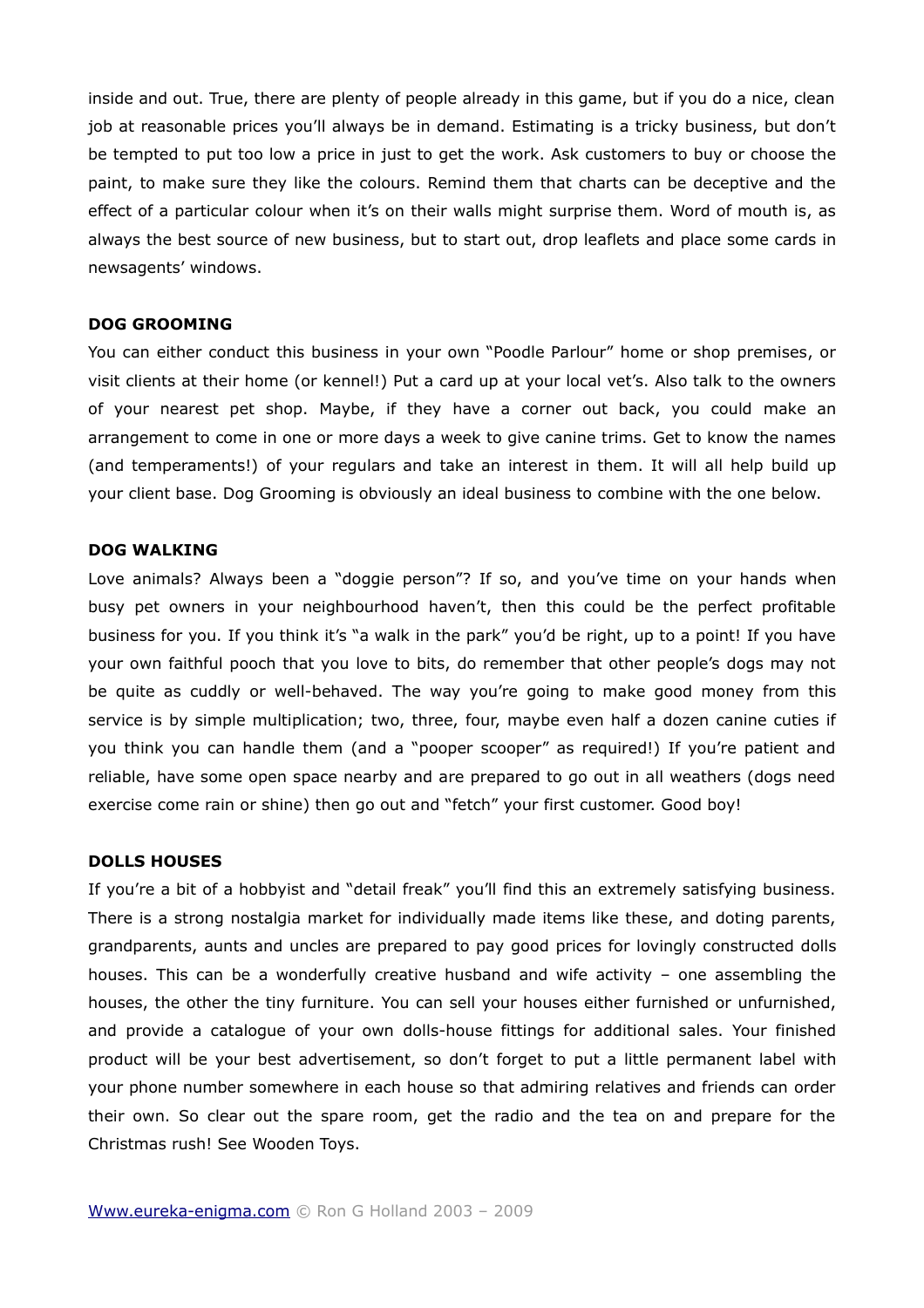inside and out. True, there are plenty of people already in this game, but if you do a nice, clean job at reasonable prices you'll always be in demand. Estimating is a tricky business, but don't be tempted to put too low a price in just to get the work. Ask customers to buy or choose the paint, to make sure they like the colours. Remind them that charts can be deceptive and the effect of a particular colour when it's on their walls might surprise them. Word of mouth is, as always the best source of new business, but to start out, drop leaflets and place some cards in newsagents' windows.

**DOG GROOMING**

You can either conduct this business in your own "Poodle Parlour" home or shop premises, or visit clients at their home (or kennel!) Put a card up at your local vet's. Also talk to the owners of your nearest pet shop. Maybe, if they have a corner out back, you could make an arrangement to come in one or more days a week to give canine trims. Get to know the names (and temperaments!) of your regulars and take an interest in them. It will all help build up your client base. Dog Grooming is obviously an ideal business to combine with the one below.

**DOG WALKING**

Love animals? Always been a "doggie person"? If so, and you've time on your hands when busy pet owners in your neighbourhood haven't, then this could be the perfect profitable business for you. If you think it's "a walk in the park" you'd be right, up to a point! If you have your own faithful pooch that you love to bits, do remember that other people's dogs may not be quite as cuddly or well-behaved. The way you're going to make good money from this service is by simple multiplication; two, three, four, maybe even half a dozen canine cuties if you think you can handle them (and a "pooper scooper" as required!) If you're patient and reliable, have some open space nearby and are prepared to go out in all weathers (dogs need exercise come rain or shine) then go out and "fetch" your first customer. Good boy!

**DOLLS HOUSES**

If you're a bit of a hobbyist and "detail freak" you'll find this an extremely satisfying business. There is a strong nostalgia market for individually made items like these, and doting parents, grandparents, aunts and uncles are prepared to pay good prices for lovingly constructed dolls houses. This can be a wonderfully creative husband and wife activity – one assembling the houses, the other the tiny furniture. You can sell your houses either furnished or unfurnished, and provide a catalogue of your own dolls-house fittings for additional sales. Your finished product will be your best advertisement, so don't forget to put a little permanent label with your phone number somewhere in each house so that admiring relatives and friends can order their own. So clear out the spare room, get the radio and the tea on and prepare for the Christmas rush! See Wooden Toys.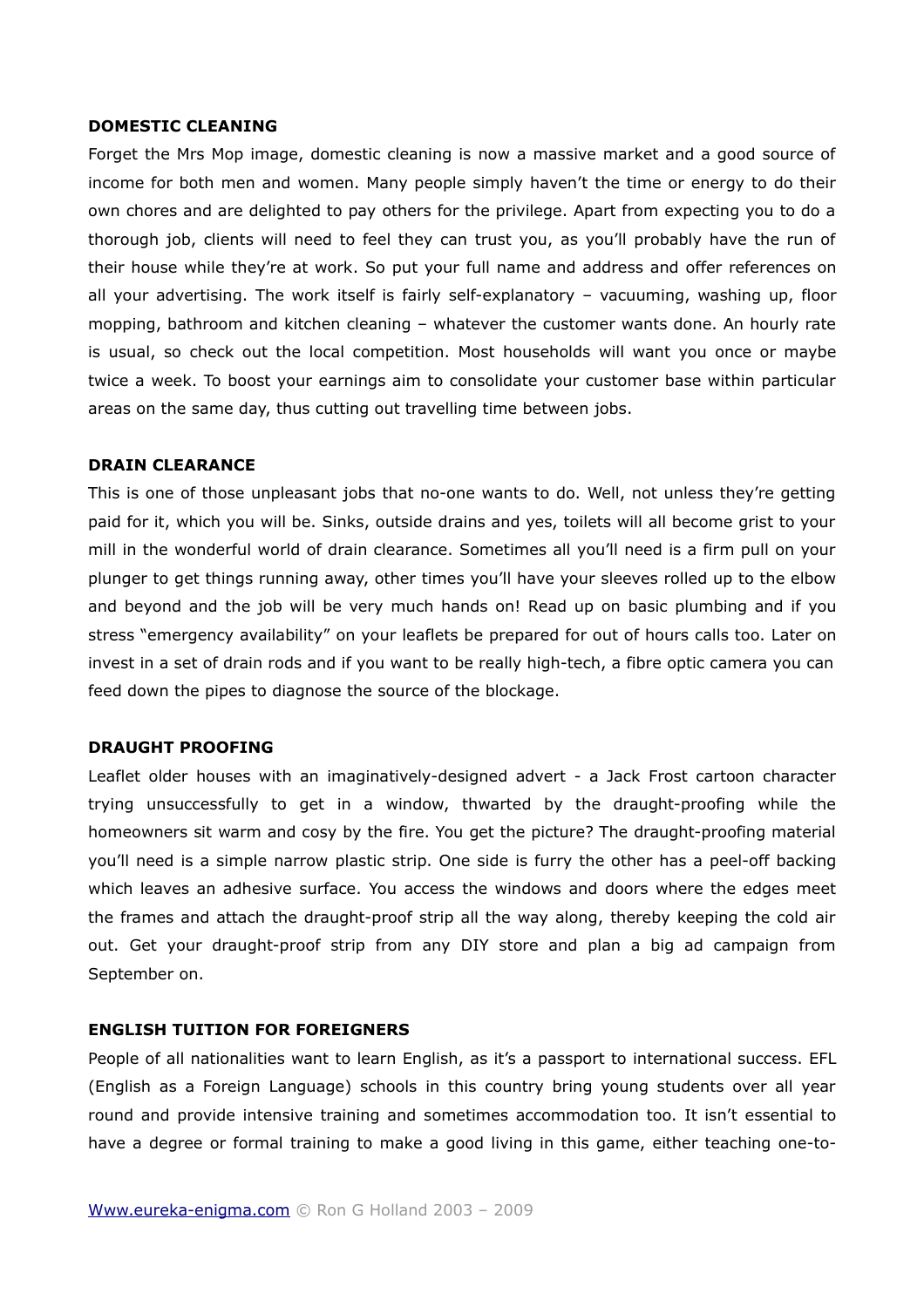### DOMESTIC CLEANING

Forget the Mrs Mop image, domestic cleaning is now a massive market and a good source of income for both men and women. Many people simply haven't the time or energy to do their own chores and are delighted to pay others for the privilege. Apart from expecting you to do a thorough job, clients will need to feel they can trust you, as you'll probably have the run of their house while they're at work. So put your full name and address and offer references on all your advertising. The work itself is fairly self-explanatory – vacuuming, washing up, floor mopping, bathroom and kitchen cleaning – whatever the customer wants done. An hourly rate is usual, so check out the local competition. Most households will want you once or maybe twice a week. To boost your earnings aim to consolidate your customer base within particular areas on the same day, thus cutting out travelling time between jobs.

### DRAIN CLEARANCE

This is one of those unpleasant jobs that no-one wants to do. Well, not unless they're getting paid for it, which you will be. Sinks, outside drains and yes, toilets will all become grist to your mill in the wonderful world of drain clearance. Sometimes all you'll need is a firm pull on your plunger to get things running away, other times you'll have your sleeves rolled up to the elbow and beyond and the job will be very much hands on! Read up on basic plumbing and if you stress "emergency availability" on your leaflets be prepared for out of hours calls too. Later on invest in a set of drain rods and if you want to be really high-tech, a fibre optic camera you can feed down the pipes to diagnose the source of the blockage.

### DRAUGHT PROOFING

Leaflet older houses with an imaginatively-designed advert - a Jack Frost cartoon character trying unsuccessfully to get in a window, thwarted by the draught-proofing while the homeowners sit warm and cosy by the fire. You get the picture? The draught-proofing material you'll need is a simple narrow plastic strip. One side is furry the other has a peel-off backing which leaves an adhesive surface. You access the windows and doors where the edges meet the frames and attach the draught-proof strip all the way along, thereby keeping the cold air out. Get your draught-proof strip from any DIY store and plan a big ad campaign from September on.

### ENGLISH TUITION FOR FOREIGNERS

People of all nationalities want to learn English, as it's a passport to international success. EFL (English as a Foreign Language) schools in this country bring young students over all year round and provide intensive training and sometimes accommodation too. It isn't essential to have a degree or formal training to make a good living in this game, either teaching one-to-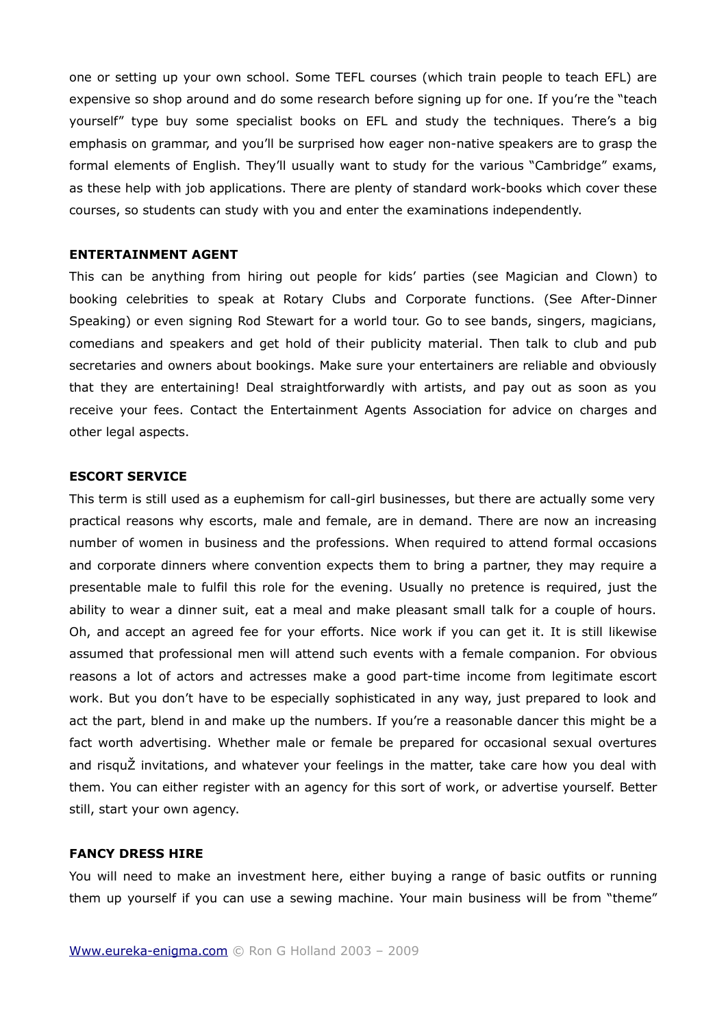one or setting up your own school. Some TEFL courses (which train people to teach EFL) are expensive so shop around and do some research before signing up for one. If you're the "teach yourself" type buy some specialist books on EFL and study the techniques. There's a big emphasis on grammar, and you'll be surprised how eager non-native speakers are to grasp the formal elements of English. They'll usually want to study for the various "Cambridge" exams, as these help with job applications. There are plenty of standard work-books which cover these courses, so students can study with you and enter the examinations independently.

**ENTERTAINMENT AGENT**

This can be anything from hiring out people for kids' parties (see Magician and Clown) to booking celebrities to speak at Rotary Clubs and Corporate functions. (See After-Dinner Speaking) or even signing Rod Stewart for a world tour. Go to see bands, singers, magicians, comedians and speakers and get hold of their publicity material. Then talk to club and pub secretaries and owners about bookings. Make sure your entertainers are reliable and obviously that they are entertaining! Deal straightforwardly with artists, and pay out as soon as you receive your fees. Contact the Entertainment Agents Association for advice on charges and other legal aspects.

**ESCORT SERVICE**

This term is still used as a euphemism for call-girl businesses, but there are actually some very practical reasons why escorts, male and female, are in demand. There are now an increasing number of women in business and the professions. When required to attend formal occasions and corporate dinners where convention expects them to bring a partner, they may require a presentable male to fulfil this role for the evening. Usually no pretence is required, just the ability to wear a dinner suit, eat a meal and make pleasant small talk for a couple of hours. Oh, and accept an agreed fee for your efforts. Nice work if you can get it. It is still likewise assumed that professional men will attend such events with a female companion. For obvious reasons a lot of actors and actresses make a good part-time income from legitimate escort work. But you don't have to be especially sophisticated in any way, just prepared to look and act the part, blend in and make up the numbers. If you're a reasonable dancer this might be a fact worth advertising. Whether male or female be prepared for occasional sexual overtures and risquŽ invitations, and whatever your feelings in the matter, take care how you deal with them. You can either register with an agency for this sort of work, or advertise yourself. Better still, start your own agency.

**FANCY DRESS HIRE**

You will need to make an investment here, either buying a range of basic outfits or running them up yourself if you can use a sewing machine. Your main business will be from "theme"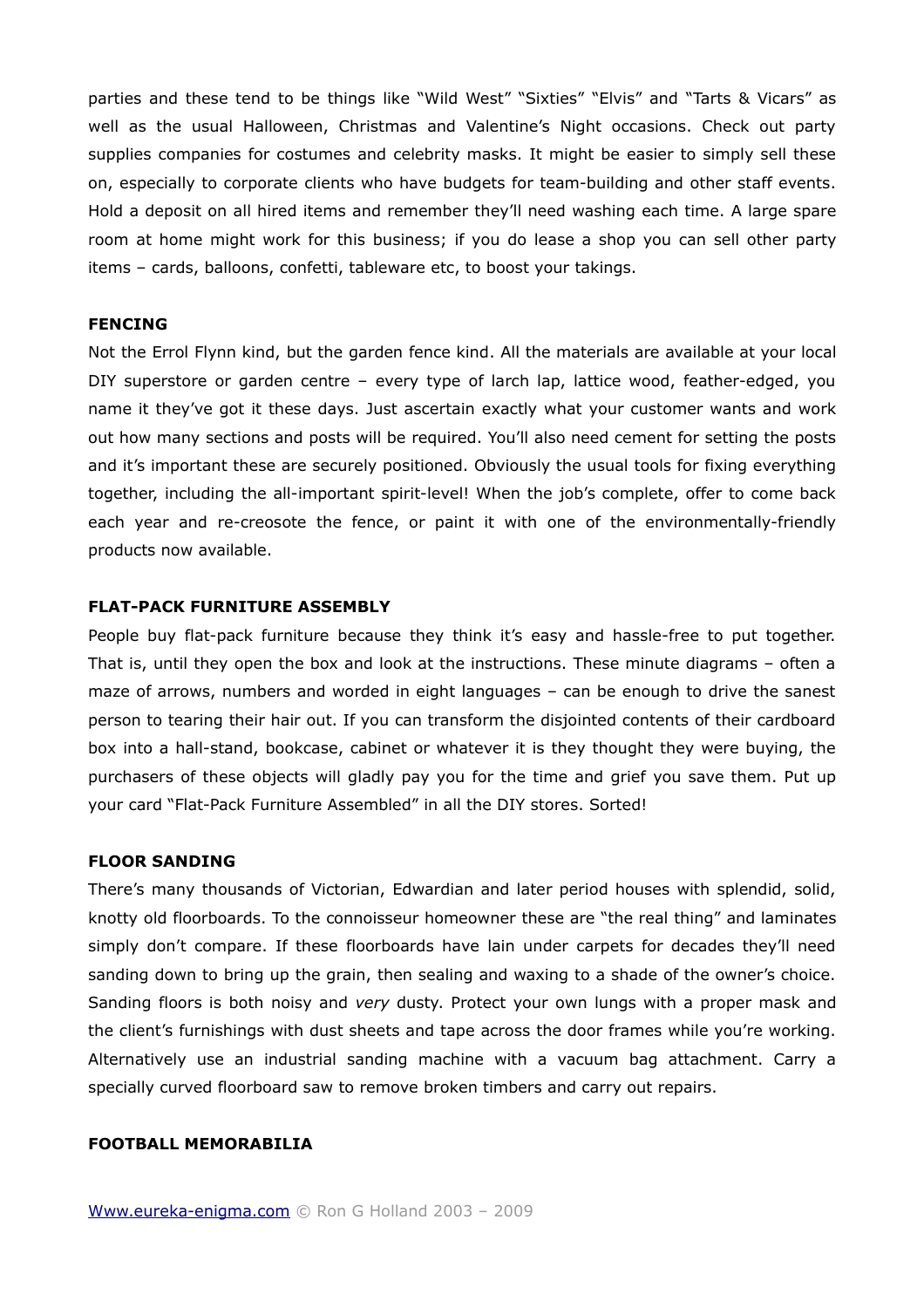parties and these tend to be things like "Wild West" "Sixties" "Elvis" and "Tarts & Vicars" as well as the usual Halloween, Christmas and Valentine's Night occasions. Check out party supplies companies for costumes and celebrity masks. It might be easier to simply sell these on, especially to corporate clients who have budgets for team-building and other staff events. Hold a deposit on all hired items and remember they'll need washing each time. A large spare room at home might work for this business; if you do lease a shop you can sell other party items – cards, balloons, confetti, tableware etc, to boost your takings.

**FENCING**

Not the Errol Flynn kind, but the garden fence kind. All the materials are available at your local DIY superstore or garden centre – every type of larch lap, lattice wood, feather-edged, you name it they've got it these days. Just ascertain exactly what your customer wants and work out how many sections and posts will be required. You'll also need cement for setting the posts and it's important these are securely positioned. Obviously the usual tools for fixing everything together, including the all-important spirit-level! When the job's complete, offer to come back each year and re-creosote the fence, or paint it with one of the environmentally-friendly products now available.

**FLAT-PACK FURNITURE ASSEMBLY**

People buy flat-pack furniture because they think it's easy and hassle-free to put together. That is, until they open the box and look at the instructions. These minute diagrams – often a maze of arrows, numbers and worded in eight languages – can be enough to drive the sanest person to tearing their hair out. If you can transform the disjointed contents of their cardboard box into a hall-stand, bookcase, cabinet or whatever it is they thought they were buying, the purchasers of these objects will gladly pay you for the time and grief you save them. Put up your card "Flat-Pack Furniture Assembled" in all the DIY stores. Sorted!

**FLOOR SANDING**

There's many thousands of Victorian, Edwardian and later period houses with splendid, solid, knotty old floorboards. To the connoisseur homeowner these are "the real thing" and laminates simply don't compare. If these floorboards have lain under carpets for decades they'll need sanding down to bring up the grain, then sealing and waxing to a shade of the owner's choice. Sanding floors is both noisy and *very* dusty. Protect your own lungs with a proper mask and the client's furnishings with dust sheets and tape across the door frames while you're working. Alternatively use an industrial sanding machine with a vacuum bag attachment. Carry a specially curved floorboard saw to remove broken timbers and carry out repairs.

**FOOTBALL MEMORABILIA**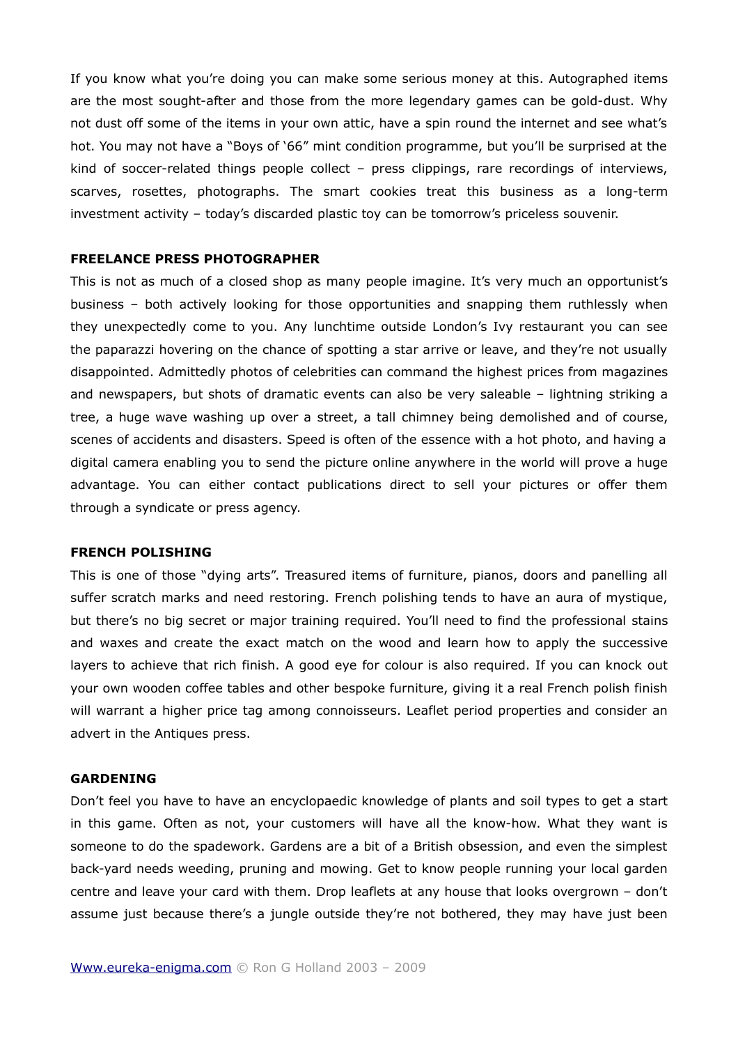If you know what you're doing you can make some serious money at this. Autographed items are the most sought-after and those from the more legendary games can be gold-dust. Why not dust off some of the items in your own attic, have a spin round the internet and see what's hot. You may not have a "Boys of '66" mint condition programme, but you'll be surprised at the kind of soccer-related things people collect – press clippings, rare recordings of interviews, scarves, rosettes, photographs. The smart cookies treat this business as a long-term investment activity – today's discarded plastic toy can be tomorrow's priceless souvenir.

**FREELANCE PRESS PHOTOGRAPHER**

This is not as much of a closed shop as many people imagine. It's very much an opportunist's business – both actively looking for those opportunities and snapping them ruthlessly when they unexpectedly come to you. Any lunchtime outside London's Ivy restaurant you can see the paparazzi hovering on the chance of spotting a star arrive or leave, and they're not usually disappointed. Admittedly photos of celebrities can command the highest prices from magazines and newspapers, but shots of dramatic events can also be very saleable – lightning striking a tree, a huge wave washing up over a street, a tall chimney being demolished and of course, scenes of accidents and disasters. Speed is often of the essence with a hot photo, and having a digital camera enabling you to send the picture online anywhere in the world will prove a huge advantage. You can either contact publications direct to sell your pictures or offer them through a syndicate or press agency.

**FRENCH POLISHING**

This is one of those "dying arts". Treasured items of furniture, pianos, doors and panelling all suffer scratch marks and need restoring. French polishing tends to have an aura of mystique, but there's no big secret or major training required. You'll need to find the professional stains and waxes and create the exact match on the wood and learn how to apply the successive layers to achieve that rich finish. A good eye for colour is also required. If you can knock out your own wooden coffee tables and other bespoke furniture, giving it a real French polish finish will warrant a higher price tag among connoisseurs. Leaflet period properties and consider an advert in the Antiques press.

**GARDENING**

Don't feel you have to have an encyclopaedic knowledge of plants and soil types to get a start in this game. Often as not, your customers will have all the know-how. What they want is someone to do the spadework. Gardens are a bit of a British obsession, and even the simplest back-yard needs weeding, pruning and mowing. Get to know people running your local garden centre and leave your card with them. Drop leaflets at any house that looks overgrown – don't assume just because there's a jungle outside they're not bothered, they may have just been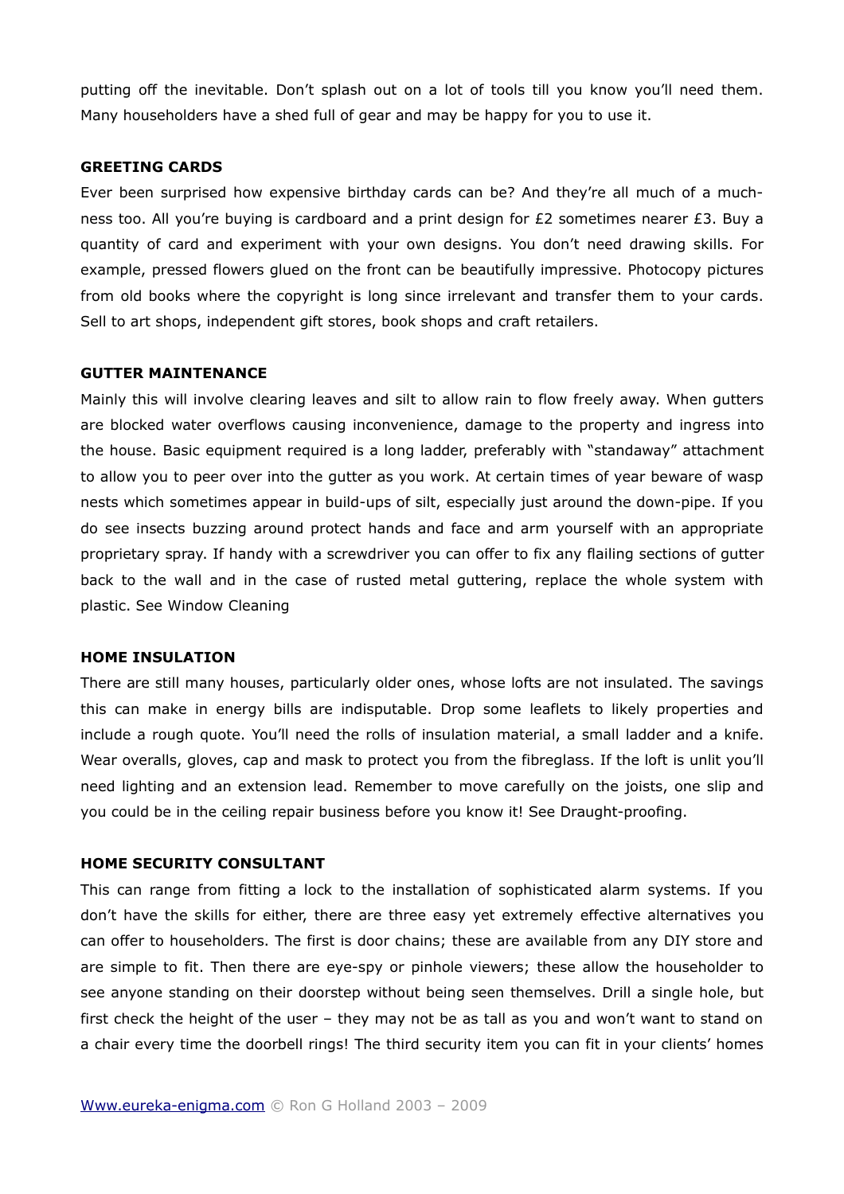putting off the inevitable. Don't splash out on a lot of tools till you know you'll need them. Many householders have a shed full of gear and may be happy for you to use it.

### GREETING CARDS

Ever been surprised how expensive birthday cards can be? And they're all much of a muchness too. All you're buying is cardboard and a print design for £2 sometimes nearer £3. Buy a quantity of card and experiment with your own designs. You don't need drawing skills. For example, pressed flowers glued on the front can be beautifully impressive. Photocopy pictures from old books where the copyright is long since irrelevant and transfer them to your cards. Sell to art shops, independent gift stores, book shops and craft retailers.

### GUTTER MAINTENANCE

Mainly this will involve clearing leaves and silt to allow rain to flow freely away. When gutters are blocked water overflows causing inconvenience, damage to the property and ingress into the house. Basic equipment required is a long ladder, preferably with "standaway" attachment to allow you to peer over into the gutter as you work. At certain times of year beware of wasp nests which sometimes appear in build-ups of silt, especially just around the down-pipe. If you do see insects buzzing around protect hands and face and arm yourself with an appropriate proprietary spray. If handy with a screwdriver you can offer to fix any flailing sections of gutter back to the wall and in the case of rusted metal guttering, replace the whole system with plastic. See Window Cleaning

### HOME INSULATION

There are still many houses, particularly older ones, whose lofts are not insulated. The savings this can make in energy bills are indisputable. Drop some leaflets to likely properties and include a rough quote. You'll need the rolls of insulation material, a small ladder and a knife. Wear overalls, gloves, cap and mask to protect you from the fibreglass. If the loft is unlit you'll need lighting and an extension lead. Remember to move carefully on the joists, one slip and you could be in the ceiling repair business before you know it! See Draught-proofing.

### HOME SECURITY CONSULTANT

This can range from fitting a lock to the installation of sophisticated alarm systems. If you don't have the skills for either, there are three easy yet extremely effective alternatives you can offer to householders. The first is door chains; these are available from any DIY store and are simple to fit. Then there are eye-spy or pinhole viewers; these allow the householder to see anyone standing on their doorstep without being seen themselves. Drill a single hole, but first check the height of the user – they may not be as tall as you and won't want to stand on a chair every time the doorbell rings! The third security item you can fit in your clients' homes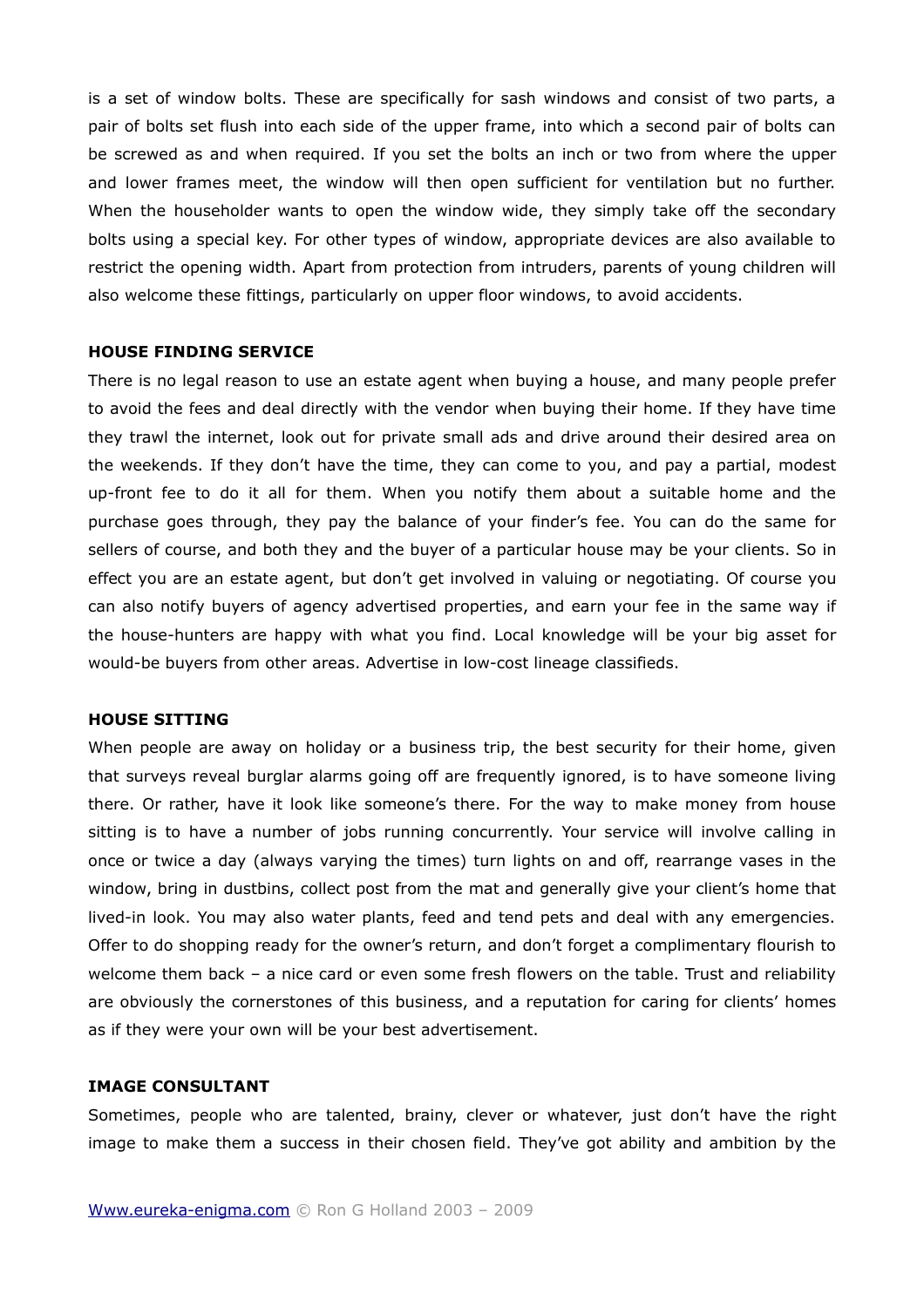is a set of window bolts. These are specifically for sash windows and consist of two parts, a pair of bolts set flush into each side of the upper frame, into which a second pair of bolts can be screwed as and when required. If you set the bolts an inch or two from where the upper and lower frames meet, the window will then open sufficient for ventilation but no further. When the householder wants to open the window wide, they simply take off the secondary bolts using a special key. For other types of window, appropriate devices are also available to restrict the opening width. Apart from protection from intruders, parents of young children will also welcome these fittings, particularly on upper floor windows, to avoid accidents.

### HOUSE FINDING SERVICE

There is no legal reason to use an estate agent when buying a house, and many people prefer to avoid the fees and deal directly with the vendor when buying their home. If they have time they trawl the internet, look out for private small ads and drive around their desired area on the weekends. If they don't have the time, they can come to you, and pay a partial, modest up-front fee to do it all for them. When you notify them about a suitable home and the purchase goes through, they pay the balance of your finder's fee. You can do the same for sellers of course, and both they and the buyer of a particular house may be your clients. So in effect you are an estate agent, but don't get involved in valuing or negotiating. Of course you can also notify buyers of agency advertised properties, and earn your fee in the same way if the house-hunters are happy with what you find. Local knowledge will be your big asset for would-be buyers from other areas. Advertise in low-cost lineage classifieds.

### HOUSE SITTING

When people are away on holiday or a business trip, the best security for their home, given that surveys reveal burglar alarms going off are frequently ignored, is to have someone living there. Or rather, have it look like someone's there. For the way to make money from house sitting is to have a number of jobs running concurrently. Your service will involve calling in once or twice a day (always varying the times) turn lights on and off, rearrange vases in the window, bring in dustbins, collect post from the mat and generally give your client's home that lived-in look. You may also water plants, feed and tend pets and deal with any emergencies. Offer to do shopping ready for the owner's return, and don't forget a complimentary flourish to welcome them back – a nice card or even some fresh flowers on the table. Trust and reliability are obviously the cornerstones of this business, and a reputation for caring for clients' homes as if they were your own will be your best advertisement.

### IMAGE CONSULTANT

Sometimes, people who are talented, brainy, clever or whatever, just don't have the right image to make them a success in their chosen field. They've got ability and ambition by the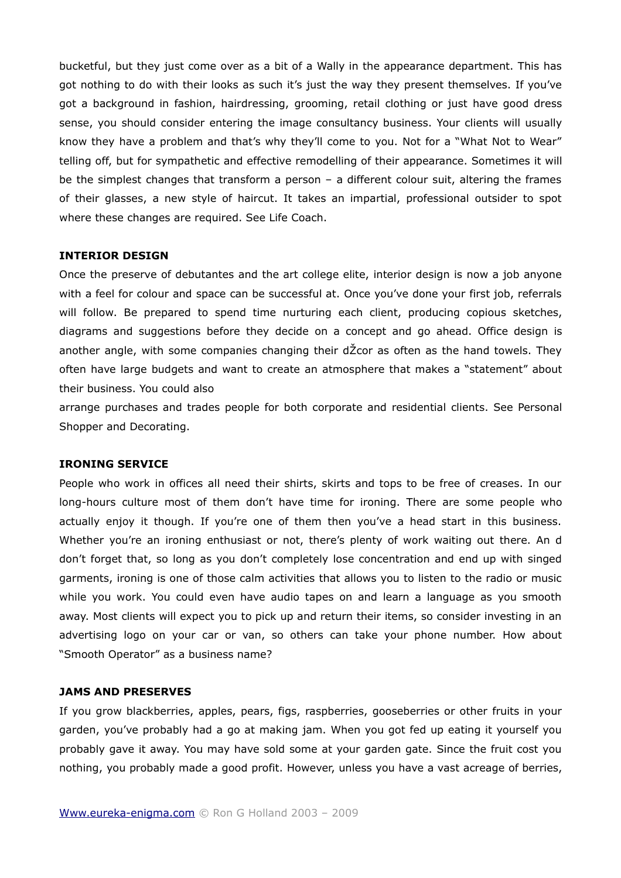bucketful, but they just come over as a bit of a Wally in the appearance department. This has got nothing to do with their looks as such it's just the way they present themselves. If you've got a background in fashion, hairdressing, grooming, retail clothing or just have good dress sense, you should consider entering the image consultancy business. Your clients will usually know they have a problem and that's why they'll come to you. Not for a "What Not to Wear" telling off, but for sympathetic and effective remodelling of their appearance. Sometimes it will be the simplest changes that transform a person – a different colour suit, altering the frames of their glasses, a new style of haircut. It takes an impartial, professional outsider to spot where these changes are required. See Life Coach.

**INTERIOR DESIGN**

Once the preserve of debutantes and the art college elite, interior design is now a job anyone with a feel for colour and space can be successful at. Once you've done your first job, referrals will follow. Be prepared to spend time nurturing each client, producing copious sketches, diagrams and suggestions before they decide on a concept and go ahead. Office design is another angle, with some companies changing their dŽcor as often as the hand towels. They often have large budgets and want to create an atmosphere that makes a "statement" about their business. You could also
arrange purchases and trades people for both corporate and residential clients. See Personal Shopper and Decorating.

**IRONING SERVICE**

People who work in offices all need their shirts, skirts and tops to be free of creases. In our long-hours culture most of them don't have time for ironing. There are some people who actually enjoy it though. If you're one of them then you've a head start in this business. Whether you're an ironing enthusiast or not, there's plenty of work waiting out there. An d don't forget that, so long as you don't completely lose concentration and end up with singed garments, ironing is one of those calm activities that allows you to listen to the radio or music while you work. You could even have audio tapes on and learn a language as you smooth away. Most clients will expect you to pick up and return their items, so consider investing in an advertising logo on your car or van, so others can take your phone number. How about "Smooth Operator" as a business name?

**JAMS AND PRESERVES**

If you grow blackberries, apples, pears, figs, raspberries, gooseberries or other fruits in your garden, you've probably had a go at making jam. When you got fed up eating it yourself you probably gave it away. You may have sold some at your garden gate. Since the fruit cost you nothing, you probably made a good profit. However, unless you have a vast acreage of berries,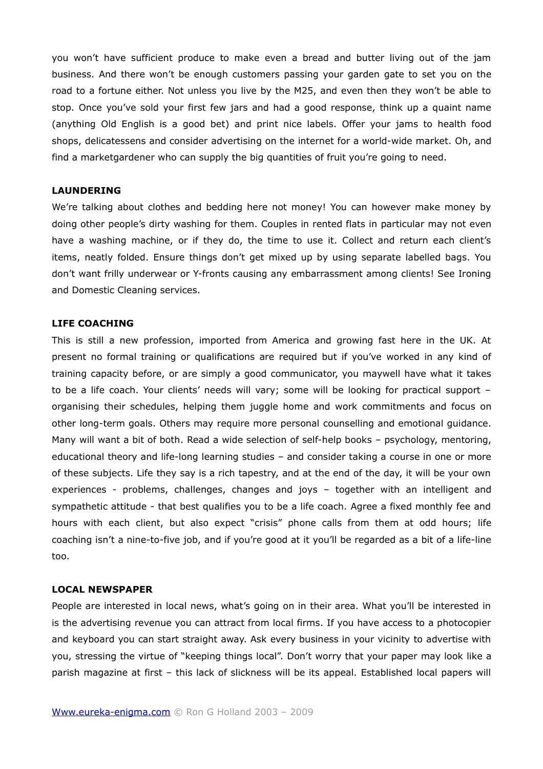you won't have sufficient produce to make even a bread and butter living out of the jam business. And there won't be enough customers passing your garden gate to set you on the road to a fortune either. Not unless you live by the M25, and even then they won't be able to stop. Once you've sold your first few jars and had a good response, think up a quaint name (anything Old English is a good bet) and print nice labels. Offer your jams to health food shops, delicatessens and consider advertising on the internet for a world-wide market. Oh, and find a marketgardener who can supply the big quantities of fruit you're going to need.

**LAUNDERING**

We're talking about clothes and bedding here not money! You can however make money by doing other people's dirty washing for them. Couples in rented flats in particular may not even have a washing machine, or if they do, the time to use it. Collect and return each client's items, neatly folded. Ensure things don't get mixed up by using separate labelled bags. You don't want frilly underwear or Y-fronts causing any embarrassment among clients! See Ironing and Domestic Cleaning services.

**LIFE COACHING**

This is still a new profession, imported from America and growing fast here in the UK. At present no formal training or qualifications are required but if you've worked in any kind of training capacity before, or are simply a good communicator, you maywell have what it takes to be a life coach. Your clients' needs will vary; some will be looking for practical support – organising their schedules, helping them juggle home and work commitments and focus on other long-term goals. Others may require more personal counselling and emotional guidance. Many will want a bit of both. Read a wide selection of self-help books – psychology, mentoring, educational theory and life-long learning studies – and consider taking a course in one or more of these subjects. Life they say is a rich tapestry, and at the end of the day, it will be your own experiences - problems, challenges, changes and joys – together with an intelligent and sympathetic attitude - that best qualifies you to be a life coach. Agree a fixed monthly fee and hours with each client, but also expect "crisis" phone calls from them at odd hours; life coaching isn't a nine-to-five job, and if you're good at it you'll be regarded as a bit of a life-line too.

**LOCAL NEWSPAPER**

People are interested in local news, what's going on in their area. What you'll be interested in is the advertising revenue you can attract from local firms. If you have access to a photocopier and keyboard you can start straight away. Ask every business in your vicinity to advertise with you, stressing the virtue of "keeping things local". Don't worry that your paper may look like a parish magazine at first – this lack of slickness will be its appeal. Established local papers will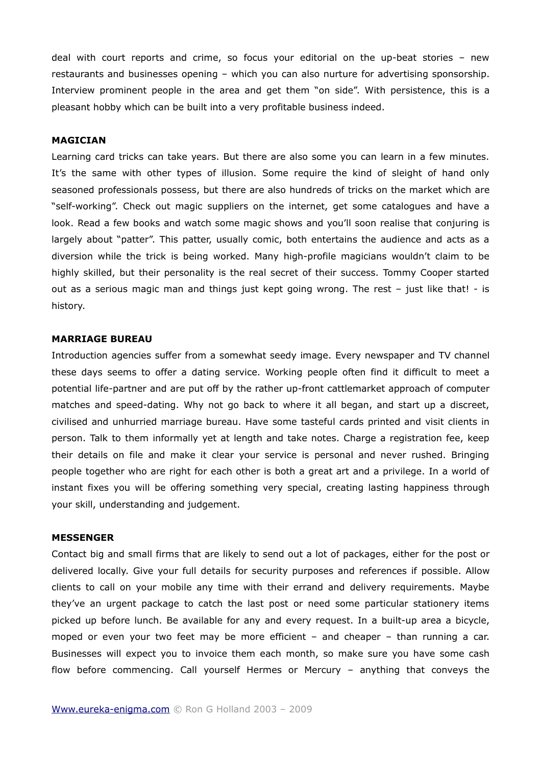deal with court reports and crime, so focus your editorial on the up-beat stories – new restaurants and businesses opening – which you can also nurture for advertising sponsorship. Interview prominent people in the area and get them "on side". With persistence, this is a pleasant hobby which can be built into a very profitable business indeed.

**MAGICIAN**

Learning card tricks can take years. But there are also some you can learn in a few minutes. It's the same with other types of illusion. Some require the kind of sleight of hand only seasoned professionals possess, but there are also hundreds of tricks on the market which are "self-working". Check out magic suppliers on the internet, get some catalogues and have a look. Read a few books and watch some magic shows and you'll soon realise that conjuring is largely about "patter". This patter, usually comic, both entertains the audience and acts as a diversion while the trick is being worked. Many high-profile magicians wouldn't claim to be highly skilled, but their personality is the real secret of their success. Tommy Cooper started out as a serious magic man and things just kept going wrong. The rest – just like that! - is history.

**MARRIAGE BUREAU**

Introduction agencies suffer from a somewhat seedy image. Every newspaper and TV channel these days seems to offer a dating service. Working people often find it difficult to meet a potential life-partner and are put off by the rather up-front cattlemarket approach of computer matches and speed-dating. Why not go back to where it all began, and start up a discreet, civilised and unhurried marriage bureau. Have some tasteful cards printed and visit clients in person. Talk to them informally yet at length and take notes. Charge a registration fee, keep their details on file and make it clear your service is personal and never rushed. Bringing people together who are right for each other is both a great art and a privilege. In a world of instant fixes you will be offering something very special, creating lasting happiness through your skill, understanding and judgement.

**MESSENGER**

Contact big and small firms that are likely to send out a lot of packages, either for the post or delivered locally. Give your full details for security purposes and references if possible. Allow clients to call on your mobile any time with their errand and delivery requirements. Maybe they've an urgent package to catch the last post or need some particular stationery items picked up before lunch. Be available for any and every request. In a built-up area a bicycle, moped or even your two feet may be more efficient – and cheaper – than running a car. Businesses will expect you to invoice them each month, so make sure you have some cash flow before commencing. Call yourself Hermes or Mercury – anything that conveys the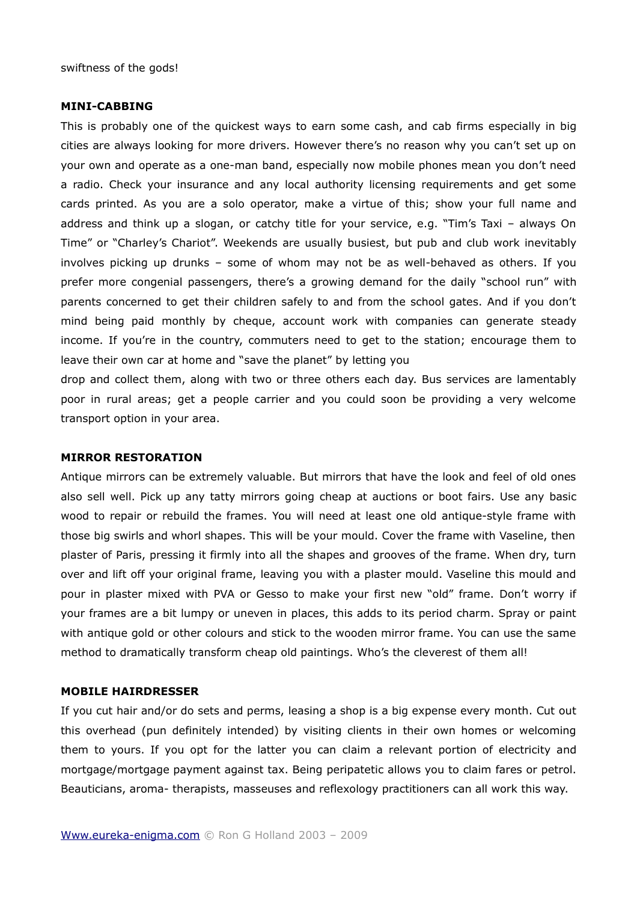swiftness of the gods!

### MINI-CABBING

This is probably one of the quickest ways to earn some cash, and cab firms especially in big cities are always looking for more drivers. However there's no reason why you can't set up on your own and operate as a one-man band, especially now mobile phones mean you don't need a radio. Check your insurance and any local authority licensing requirements and get some cards printed. As you are a solo operator, make a virtue of this; show your full name and address and think up a slogan, or catchy title for your service, e.g. "Tim's Taxi – always On Time" or "Charley's Chariot". Weekends are usually busiest, but pub and club work inevitably involves picking up drunks – some of whom may not be as well-behaved as others. If you prefer more congenial passengers, there's a growing demand for the daily "school run" with parents concerned to get their children safely to and from the school gates. And if you don't mind being paid monthly by cheque, account work with companies can generate steady income. If you're in the country, commuters need to get to the station; encourage them to leave their own car at home and "save the planet" by letting you drop and collect them, along with two or three others each day. Bus services are lamentably poor in rural areas; get a people carrier and you could soon be providing a very welcome transport option in your area.

### MIRROR RESTORATION

Antique mirrors can be extremely valuable. But mirrors that have the look and feel of old ones also sell well. Pick up any tatty mirrors going cheap at auctions or boot fairs. Use any basic wood to repair or rebuild the frames. You will need at least one old antique-style frame with those big swirls and whorl shapes. This will be your mould. Cover the frame with Vaseline, then plaster of Paris, pressing it firmly into all the shapes and grooves of the frame. When dry, turn over and lift off your original frame, leaving you with a plaster mould. Vaseline this mould and pour in plaster mixed with PVA or Gesso to make your first new "old" frame. Don't worry if your frames are a bit lumpy or uneven in places, this adds to its period charm. Spray or paint with antique gold or other colours and stick to the wooden mirror frame. You can use the same method to dramatically transform cheap old paintings. Who's the cleverest of them all!

### MOBILE HAIRDRESSER

If you cut hair and/or do sets and perms, leasing a shop is a big expense every month. Cut out this overhead (pun definitely intended) by visiting clients in their own homes or welcoming them to yours. If you opt for the latter you can claim a relevant portion of electricity and mortgage/mortgage payment against tax. Being peripatetic allows you to claim fares or petrol. Beauticians, aroma- therapists, masseuses and reflexology practitioners can all work this way.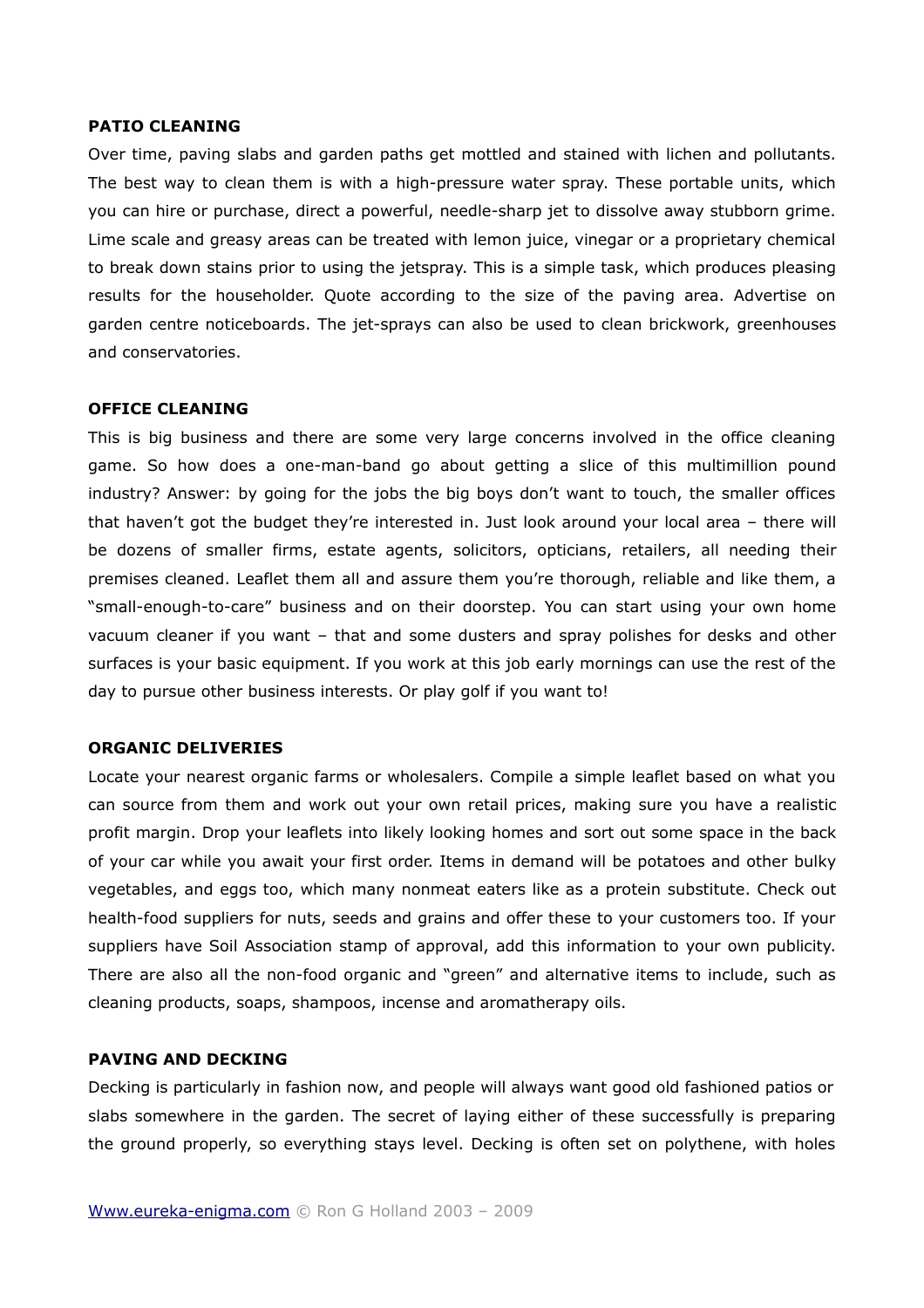### PATIO CLEANING

Over time, paving slabs and garden paths get mottled and stained with lichen and pollutants. The best way to clean them is with a high-pressure water spray. These portable units, which you can hire or purchase, direct a powerful, needle-sharp jet to dissolve away stubborn grime. Lime scale and greasy areas can be treated with lemon juice, vinegar or a proprietary chemical to break down stains prior to using the jetspray. This is a simple task, which produces pleasing results for the householder. Quote according to the size of the paving area. Advertise on garden centre noticeboards. The jet-sprays can also be used to clean brickwork, greenhouses and conservatories.

### OFFICE CLEANING

This is big business and there are some very large concerns involved in the office cleaning game. So how does a one-man-band go about getting a slice of this multimillion pound industry? Answer: by going for the jobs the big boys don't want to touch, the smaller offices that haven't got the budget they're interested in. Just look around your local area – there will be dozens of smaller firms, estate agents, solicitors, opticians, retailers, all needing their premises cleaned. Leaflet them all and assure them you're thorough, reliable and like them, a "small-enough-to-care" business and on their doorstep. You can start using your own home vacuum cleaner if you want – that and some dusters and spray polishes for desks and other surfaces is your basic equipment. If you work at this job early mornings can use the rest of the day to pursue other business interests. Or play golf if you want to!

### ORGANIC DELIVERIES

Locate your nearest organic farms or wholesalers. Compile a simple leaflet based on what you can source from them and work out your own retail prices, making sure you have a realistic profit margin. Drop your leaflets into likely looking homes and sort out some space in the back of your car while you await your first order. Items in demand will be potatoes and other bulky vegetables, and eggs too, which many nonmeat eaters like as a protein substitute. Check out health-food suppliers for nuts, seeds and grains and offer these to your customers too. If your suppliers have Soil Association stamp of approval, add this information to your own publicity. There are also all the non-food organic and "green" and alternative items to include, such as cleaning products, soaps, shampoos, incense and aromatherapy oils.

### PAVING AND DECKING

Decking is particularly in fashion now, and people will always want good old fashioned patios or slabs somewhere in the garden. The secret of laying either of these successfully is preparing the ground properly, so everything stays level. Decking is often set on polythene, with holes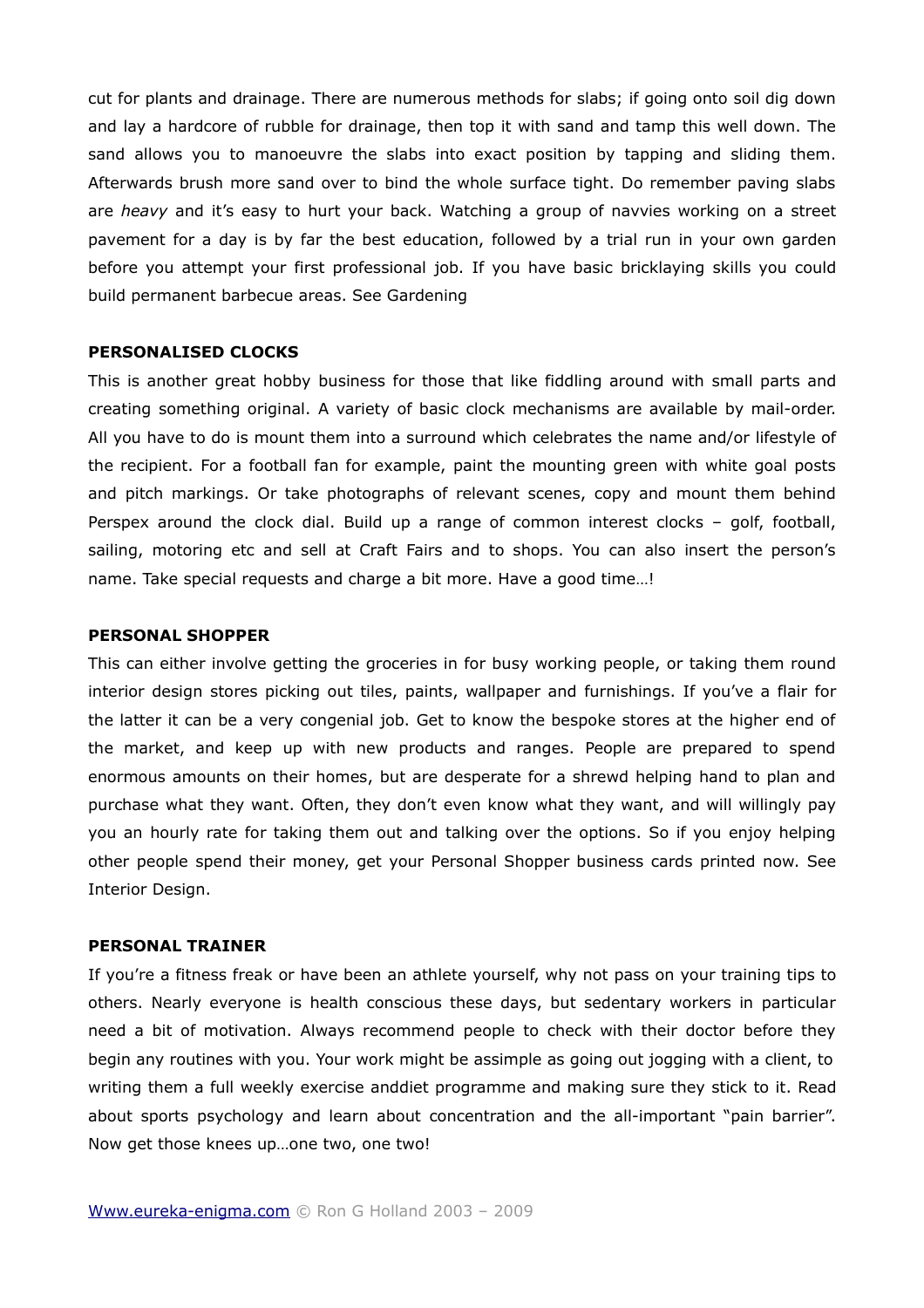cut for plants and drainage. There are numerous methods for slabs; if going onto soil dig down and lay a hardcore of rubble for drainage, then top it with sand and tamp this well down. The sand allows you to manoeuvre the slabs into exact position by tapping and sliding them. Afterwards brush more sand over to bind the whole surface tight. Do remember paving slabs are *heavy* and it's easy to hurt your back. Watching a group of navvies working on a street pavement for a day is by far the best education, followed by a trial run in your own garden before you attempt your first professional job. If you have basic bricklaying skills you could build permanent barbecue areas. See Gardening

**PERSONALISED CLOCKS**

This is another great hobby business for those that like fiddling around with small parts and creating something original. A variety of basic clock mechanisms are available by mail-order. All you have to do is mount them into a surround which celebrates the name and/or lifestyle of the recipient. For a football fan for example, paint the mounting green with white goal posts and pitch markings. Or take photographs of relevant scenes, copy and mount them behind Perspex around the clock dial. Build up a range of common interest clocks – golf, football, sailing, motoring etc and sell at Craft Fairs and to shops. You can also insert the person's name. Take special requests and charge a bit more. Have a good time…!

**PERSONAL SHOPPER**

This can either involve getting the groceries in for busy working people, or taking them round interior design stores picking out tiles, paints, wallpaper and furnishings. If you've a flair for the latter it can be a very congenial job. Get to know the bespoke stores at the higher end of the market, and keep up with new products and ranges. People are prepared to spend enormous amounts on their homes, but are desperate for a shrewd helping hand to plan and purchase what they want. Often, they don't even know what they want, and will willingly pay you an hourly rate for taking them out and talking over the options. So if you enjoy helping other people spend their money, get your Personal Shopper business cards printed now. See Interior Design.

**PERSONAL TRAINER**

If you're a fitness freak or have been an athlete yourself, why not pass on your training tips to others. Nearly everyone is health conscious these days, but sedentary workers in particular need a bit of motivation. Always recommend people to check with their doctor before they begin any routines with you. Your work might be assimple as going out jogging with a client, to writing them a full weekly exercise anddiet programme and making sure they stick to it. Read about sports psychology and learn about concentration and the all-important "pain barrier". Now get those knees up…one two, one two!

[Www.eureka-enigma.com](http://www.eureka-enigma.com) © Ron G Holland 2003 – 2009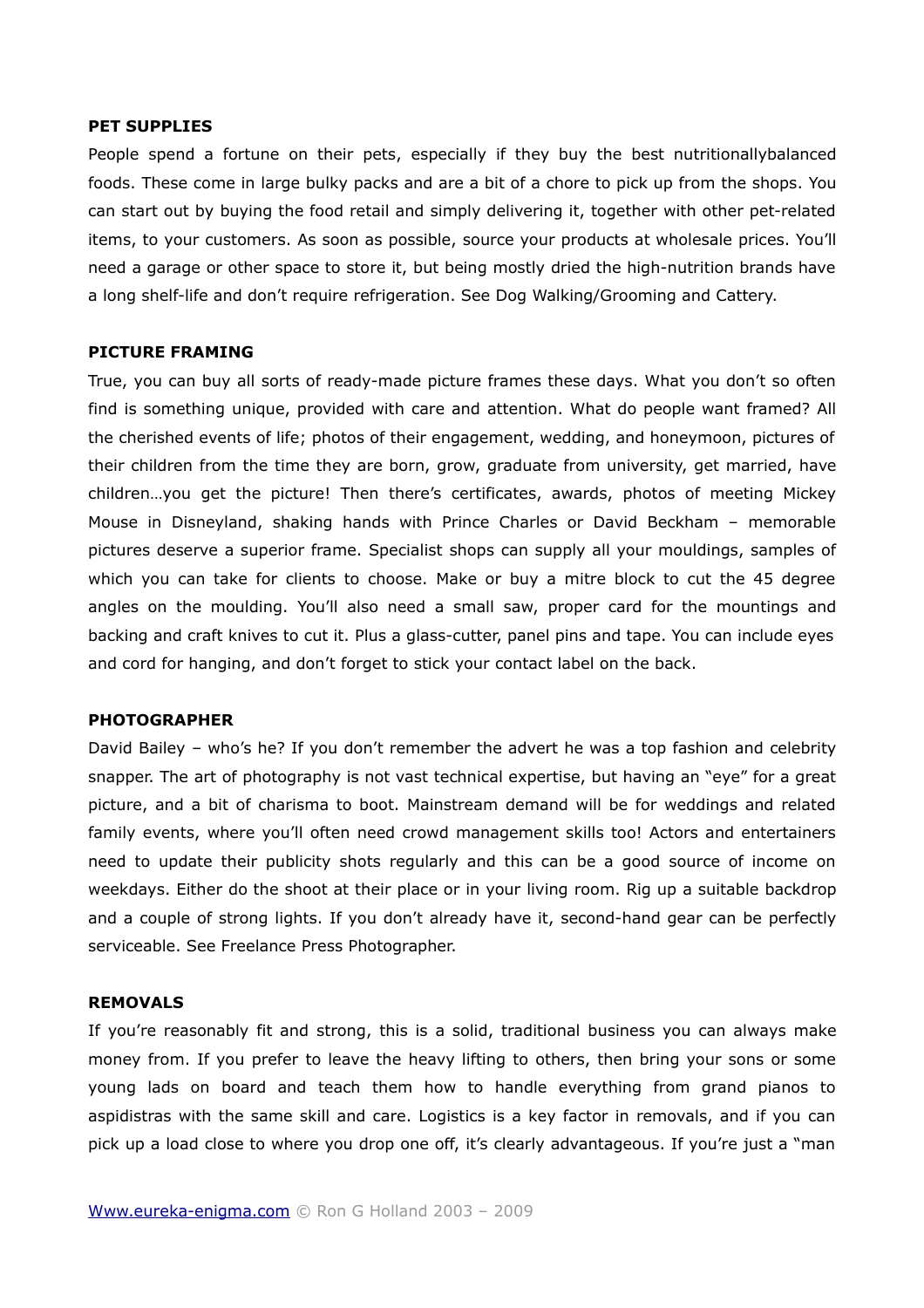**PET SUPPLIES**

People spend a fortune on their pets, especially if they buy the best nutritionallybalanced foods. These come in large bulky packs and are a bit of a chore to pick up from the shops. You can start out by buying the food retail and simply delivering it, together with other pet-related items, to your customers. As soon as possible, source your products at wholesale prices. You'll need a garage or other space to store it, but being mostly dried the high-nutrition brands have a long shelf-life and don't require refrigeration. See Dog Walking/Grooming and Cattery.

**PICTURE FRAMING**

True, you can buy all sorts of ready-made picture frames these days. What you don't so often find is something unique, provided with care and attention. What do people want framed? All the cherished events of life; photos of their engagement, wedding, and honeymoon, pictures of their children from the time they are born, grow, graduate from university, get married, have children…you get the picture! Then there's certificates, awards, photos of meeting Mickey Mouse in Disneyland, shaking hands with Prince Charles or David Beckham – memorable pictures deserve a superior frame. Specialist shops can supply all your mouldings, samples of which you can take for clients to choose. Make or buy a mitre block to cut the 45 degree angles on the moulding. You'll also need a small saw, proper card for the mountings and backing and craft knives to cut it. Plus a glass-cutter, panel pins and tape. You can include eyes and cord for hanging, and don't forget to stick your contact label on the back.

**PHOTOGRAPHER**

David Bailey – who's he? If you don't remember the advert he was a top fashion and celebrity snapper. The art of photography is not vast technical expertise, but having an "eye" for a great picture, and a bit of charisma to boot. Mainstream demand will be for weddings and related family events, where you'll often need crowd management skills too! Actors and entertainers need to update their publicity shots regularly and this can be a good source of income on weekdays. Either do the shoot at their place or in your living room. Rig up a suitable backdrop and a couple of strong lights. If you don't already have it, second-hand gear can be perfectly serviceable. See Freelance Press Photographer.

**REMOVALS**

If you're reasonably fit and strong, this is a solid, traditional business you can always make money from. If you prefer to leave the heavy lifting to others, then bring your sons or some young lads on board and teach them how to handle everything from grand pianos to aspidistras with the same skill and care. Logistics is a key factor in removals, and if you can pick up a load close to where you drop one off, it's clearly advantageous. If you're just a "man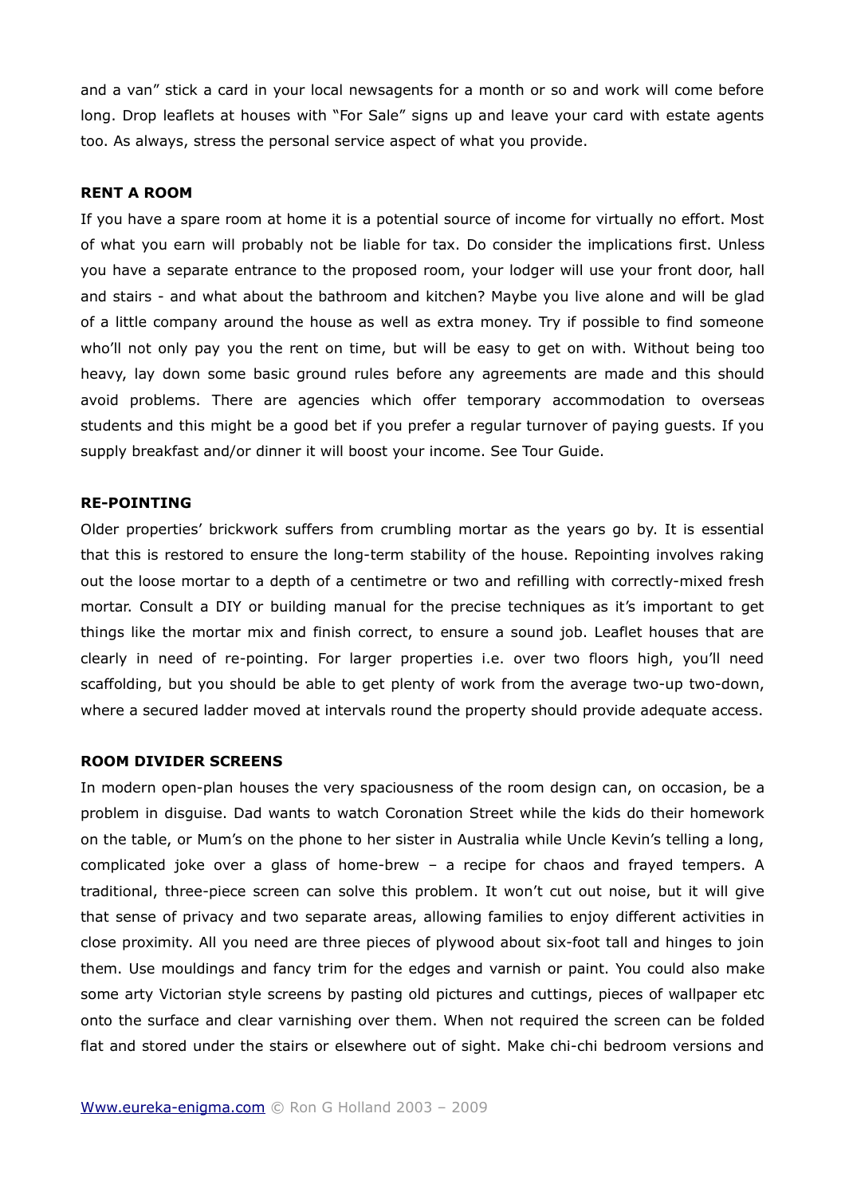and a van" stick a card in your local newsagents for a month or so and work will come before long. Drop leaflets at houses with "For Sale" signs up and leave your card with estate agents too. As always, stress the personal service aspect of what you provide.

**RENT A ROOM**

If you have a spare room at home it is a potential source of income for virtually no effort. Most of what you earn will probably not be liable for tax. Do consider the implications first. Unless you have a separate entrance to the proposed room, your lodger will use your front door, hall and stairs - and what about the bathroom and kitchen? Maybe you live alone and will be glad of a little company around the house as well as extra money. Try if possible to find someone who'll not only pay you the rent on time, but will be easy to get on with. Without being too heavy, lay down some basic ground rules before any agreements are made and this should avoid problems. There are agencies which offer temporary accommodation to overseas students and this might be a good bet if you prefer a regular turnover of paying guests. If you supply breakfast and/or dinner it will boost your income. See Tour Guide.

**RE-POINTING**

Older properties' brickwork suffers from crumbling mortar as the years go by. It is essential that this is restored to ensure the long-term stability of the house. Repointing involves raking out the loose mortar to a depth of a centimetre or two and refilling with correctly-mixed fresh mortar. Consult a DIY or building manual for the precise techniques as it's important to get things like the mortar mix and finish correct, to ensure a sound job. Leaflet houses that are clearly in need of re-pointing. For larger properties i.e. over two floors high, you'll need scaffolding, but you should be able to get plenty of work from the average two-up two-down, where a secured ladder moved at intervals round the property should provide adequate access.

**ROOM DIVIDER SCREENS**

In modern open-plan houses the very spaciousness of the room design can, on occasion, be a problem in disguise. Dad wants to watch Coronation Street while the kids do their homework on the table, or Mum's on the phone to her sister in Australia while Uncle Kevin's telling a long, complicated joke over a glass of home-brew – a recipe for chaos and frayed tempers. A traditional, three-piece screen can solve this problem. It won't cut out noise, but it will give that sense of privacy and two separate areas, allowing families to enjoy different activities in close proximity. All you need are three pieces of plywood about six-foot tall and hinges to join them. Use mouldings and fancy trim for the edges and varnish or paint. You could also make some arty Victorian style screens by pasting old pictures and cuttings, pieces of wallpaper etc onto the surface and clear varnishing over them. When not required the screen can be folded flat and stored under the stairs or elsewhere out of sight. Make chi-chi bedroom versions and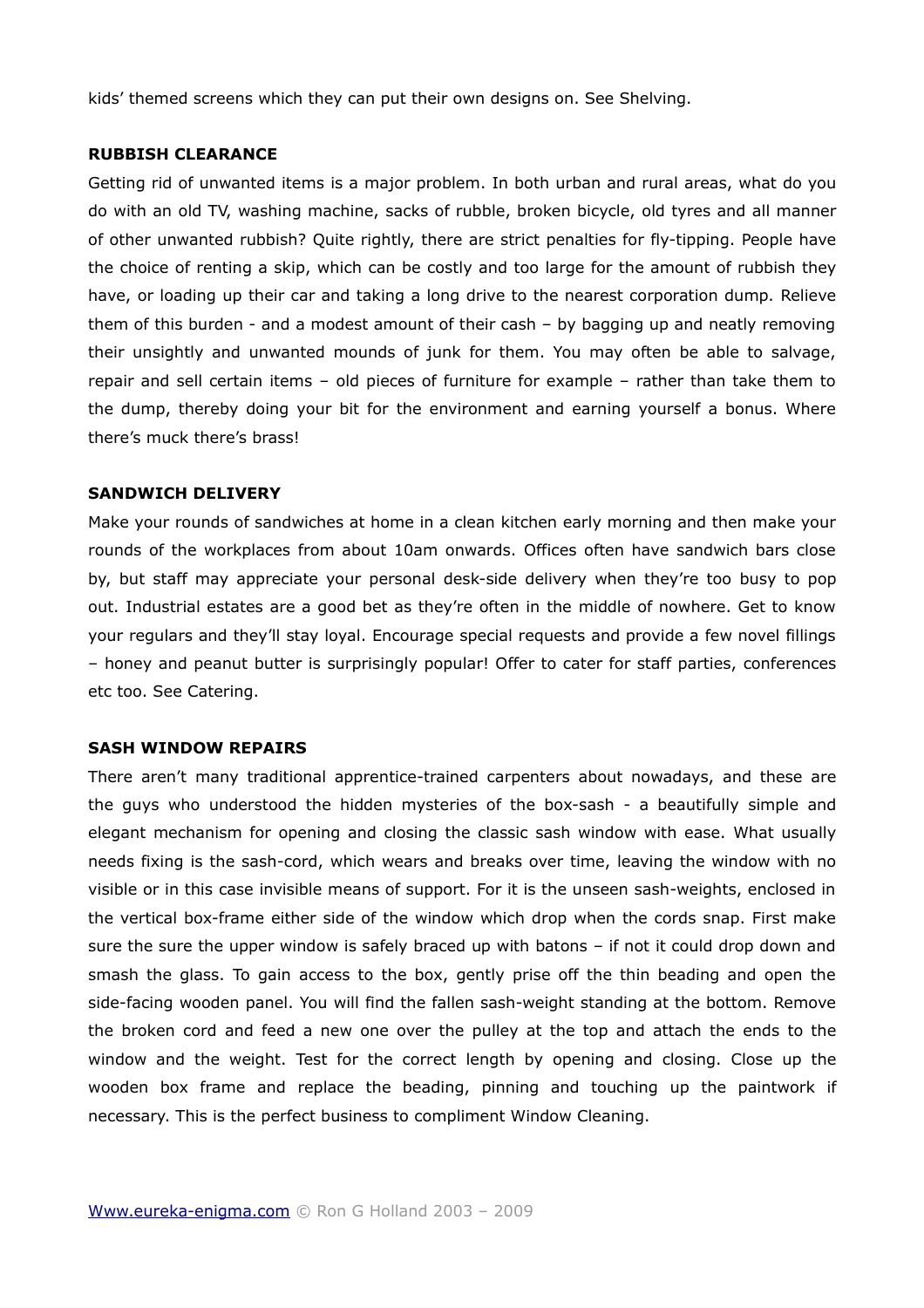kids' themed screens which they can put their own designs on. See Shelving.

**RUBBISH CLEARANCE**

Getting rid of unwanted items is a major problem. In both urban and rural areas, what do you do with an old TV, washing machine, sacks of rubble, broken bicycle, old tyres and all manner of other unwanted rubbish? Quite rightly, there are strict penalties for fly-tipping. People have the choice of renting a skip, which can be costly and too large for the amount of rubbish they have, or loading up their car and taking a long drive to the nearest corporation dump. Relieve them of this burden - and a modest amount of their cash – by bagging up and neatly removing their unsightly and unwanted mounds of junk for them. You may often be able to salvage, repair and sell certain items – old pieces of furniture for example – rather than take them to the dump, thereby doing your bit for the environment and earning yourself a bonus. Where there's muck there's brass!

**SANDWICH DELIVERY**

Make your rounds of sandwiches at home in a clean kitchen early morning and then make your rounds of the workplaces from about 10am onwards. Offices often have sandwich bars close by, but staff may appreciate your personal desk-side delivery when they're too busy to pop out. Industrial estates are a good bet as they're often in the middle of nowhere. Get to know your regulars and they'll stay loyal. Encourage special requests and provide a few novel fillings – honey and peanut butter is surprisingly popular! Offer to cater for staff parties, conferences etc too. See Catering.

**SASH WINDOW REPAIRS**

There aren't many traditional apprentice-trained carpenters about nowadays, and these are the guys who understood the hidden mysteries of the box-sash - a beautifully simple and elegant mechanism for opening and closing the classic sash window with ease. What usually needs fixing is the sash-cord, which wears and breaks over time, leaving the window with no visible or in this case invisible means of support. For it is the unseen sash-weights, enclosed in the vertical box-frame either side of the window which drop when the cords snap. First make sure the sure the upper window is safely braced up with batons – if not it could drop down and smash the glass. To gain access to the box, gently prise off the thin beading and open the side-facing wooden panel. You will find the fallen sash-weight standing at the bottom. Remove the broken cord and feed a new one over the pulley at the top and attach the ends to the window and the weight. Test for the correct length by opening and closing. Close up the wooden box frame and replace the beading, pinning and touching up the paintwork if necessary. This is the perfect business to compliment Window Cleaning.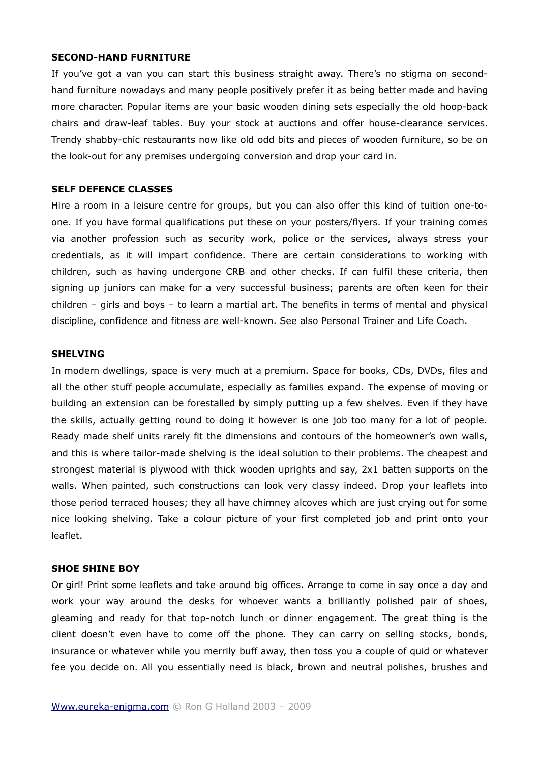**SECOND-HAND FURNITURE**

If you've got a van you can start this business straight away. There's no stigma on second-hand furniture nowadays and many people positively prefer it as being better made and having more character. Popular items are your basic wooden dining sets especially the old hoop-back chairs and draw-leaf tables. Buy your stock at auctions and offer house-clearance services. Trendy shabby-chic restaurants now like old odd bits and pieces of wooden furniture, so be on the look-out for any premises undergoing conversion and drop your card in.

**SELF DEFENCE CLASSES**

Hire a room in a leisure centre for groups, but you can also offer this kind of tuition one-to-one. If you have formal qualifications put these on your posters/flyers. If your training comes via another profession such as security work, police or the services, always stress your credentials, as it will impart confidence. There are certain considerations to working with children, such as having undergone CRB and other checks. If can fulfil these criteria, then signing up juniors can make for a very successful business; parents are often keen for their children – girls and boys – to learn a martial art. The benefits in terms of mental and physical discipline, confidence and fitness are well-known. See also Personal Trainer and Life Coach.

**SHELVING**

In modern dwellings, space is very much at a premium. Space for books, CDs, DVDs, files and all the other stuff people accumulate, especially as families expand. The expense of moving or building an extension can be forestalled by simply putting up a few shelves. Even if they have the skills, actually getting round to doing it however is one job too many for a lot of people. Ready made shelf units rarely fit the dimensions and contours of the homeowner's own walls, and this is where tailor-made shelving is the ideal solution to their problems. The cheapest and strongest material is plywood with thick wooden uprights and say, 2x1 batten supports on the walls. When painted, such constructions can look very classy indeed. Drop your leaflets into those period terraced houses; they all have chimney alcoves which are just crying out for some nice looking shelving. Take a colour picture of your first completed job and print onto your leaflet.

**SHOE SHINE BOY**

Or girl! Print some leaflets and take around big offices. Arrange to come in say once a day and work your way around the desks for whoever wants a brilliantly polished pair of shoes, gleaming and ready for that top-notch lunch or dinner engagement. The great thing is the client doesn't even have to come off the phone. They can carry on selling stocks, bonds, insurance or whatever while you merrily buff away, then toss you a couple of quid or whatever fee you decide on. All you essentially need is black, brown and neutral polishes, brushes and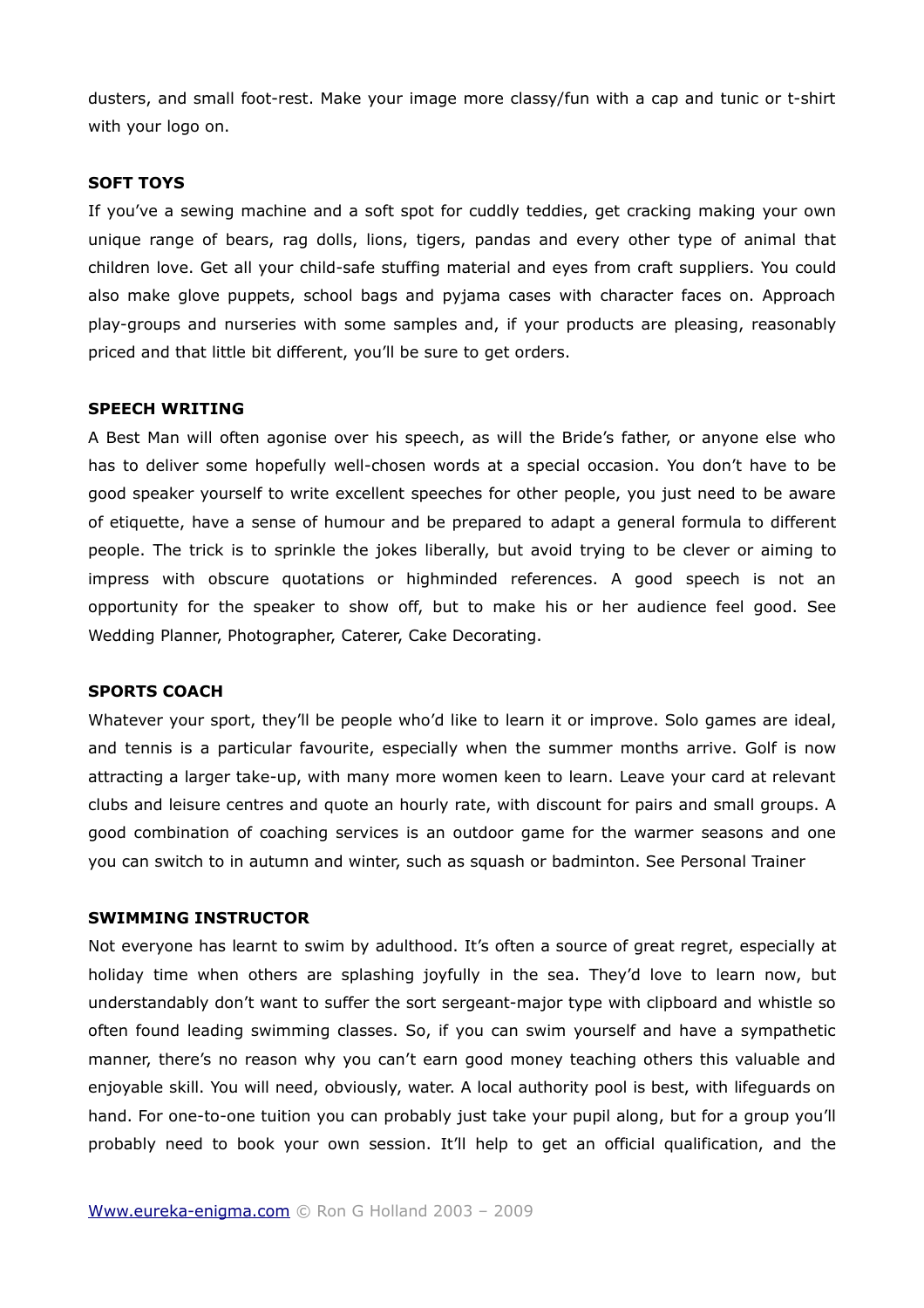dusters, and small foot-rest. Make your image more classy/fun with a cap and tunic or t-shirt with your logo on.

**SOFT TOYS**

If you've a sewing machine and a soft spot for cuddly teddies, get cracking making your own unique range of bears, rag dolls, lions, tigers, pandas and every other type of animal that children love. Get all your child-safe stuffing material and eyes from craft suppliers. You could also make glove puppets, school bags and pyjama cases with character faces on. Approach play-groups and nurseries with some samples and, if your products are pleasing, reasonably priced and that little bit different, you'll be sure to get orders.

**SPEECH WRITING**

A Best Man will often agonise over his speech, as will the Bride's father, or anyone else who has to deliver some hopefully well-chosen words at a special occasion. You don't have to be good speaker yourself to write excellent speeches for other people, you just need to be aware of etiquette, have a sense of humour and be prepared to adapt a general formula to different people. The trick is to sprinkle the jokes liberally, but avoid trying to be clever or aiming to impress with obscure quotations or highminded references. A good speech is not an opportunity for the speaker to show off, but to make his or her audience feel good. See Wedding Planner, Photographer, Caterer, Cake Decorating.

**SPORTS COACH**

Whatever your sport, they'll be people who'd like to learn it or improve. Solo games are ideal, and tennis is a particular favourite, especially when the summer months arrive. Golf is now attracting a larger take-up, with many more women keen to learn. Leave your card at relevant clubs and leisure centres and quote an hourly rate, with discount for pairs and small groups. A good combination of coaching services is an outdoor game for the warmer seasons and one you can switch to in autumn and winter, such as squash or badminton. See Personal Trainer

**SWIMMING INSTRUCTOR**

Not everyone has learnt to swim by adulthood. It's often a source of great regret, especially at holiday time when others are splashing joyfully in the sea. They'd love to learn now, but understandably don't want to suffer the sort sergeant-major type with clipboard and whistle so often found leading swimming classes. So, if you can swim yourself and have a sympathetic manner, there's no reason why you can't earn good money teaching others this valuable and enjoyable skill. You will need, obviously, water. A local authority pool is best, with lifeguards on hand. For one-to-one tuition you can probably just take your pupil along, but for a group you'll probably need to book your own session. It'll help to get an official qualification, and the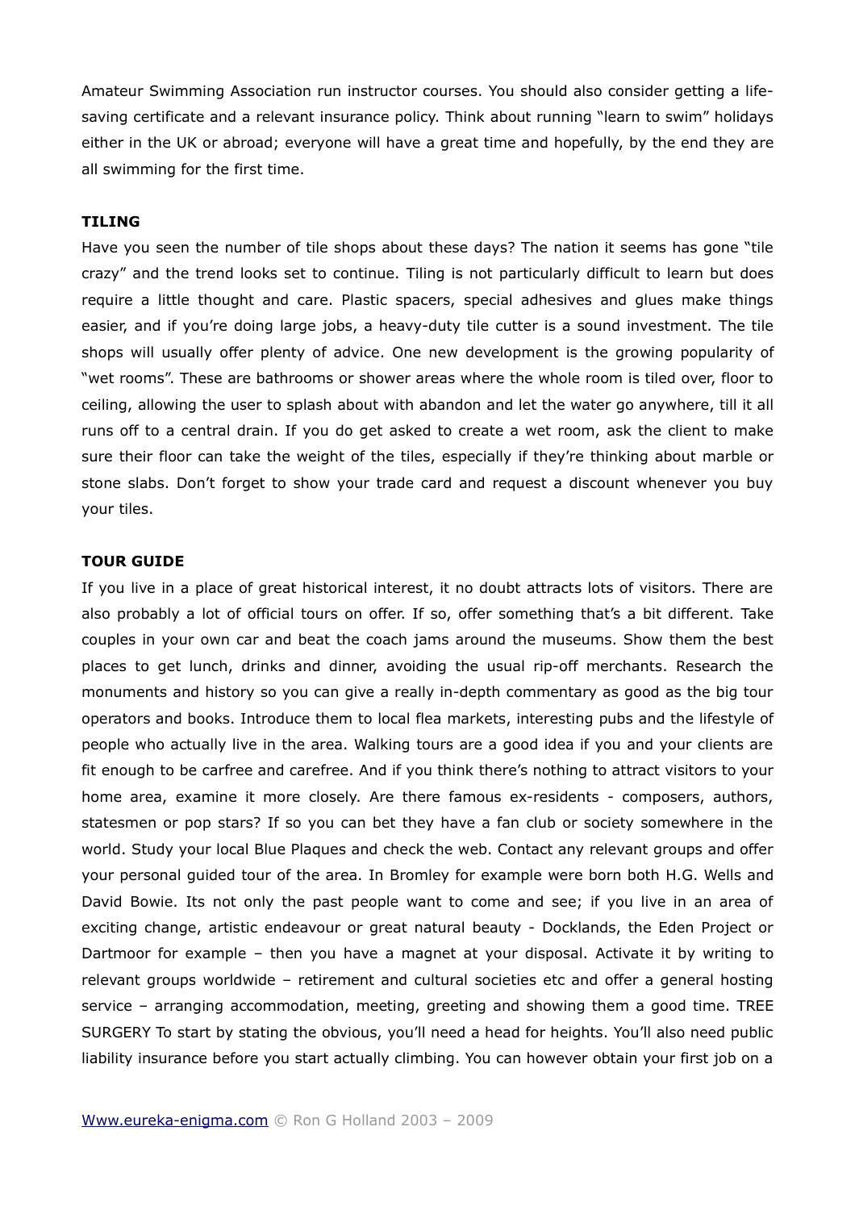Amateur Swimming Association run instructor courses. You should also consider getting a life-saving certificate and a relevant insurance policy. Think about running "learn to swim" holidays either in the UK or abroad; everyone will have a great time and hopefully, by the end they are all swimming for the first time.

**TILING**

Have you seen the number of tile shops about these days? The nation it seems has gone "tile crazy" and the trend looks set to continue. Tiling is not particularly difficult to learn but does require a little thought and care. Plastic spacers, special adhesives and glues make things easier, and if you're doing large jobs, a heavy-duty tile cutter is a sound investment. The tile shops will usually offer plenty of advice. One new development is the growing popularity of "wet rooms". These are bathrooms or shower areas where the whole room is tiled over, floor to ceiling, allowing the user to splash about with abandon and let the water go anywhere, till it all runs off to a central drain. If you do get asked to create a wet room, ask the client to make sure their floor can take the weight of the tiles, especially if they're thinking about marble or stone slabs. Don't forget to show your trade card and request a discount whenever you buy your tiles.

**TOUR GUIDE**

If you live in a place of great historical interest, it no doubt attracts lots of visitors. There are also probably a lot of official tours on offer. If so, offer something that's a bit different. Take couples in your own car and beat the coach jams around the museums. Show them the best places to get lunch, drinks and dinner, avoiding the usual rip-off merchants. Research the monuments and history so you can give a really in-depth commentary as good as the big tour operators and books. Introduce them to local flea markets, interesting pubs and the lifestyle of people who actually live in the area. Walking tours are a good idea if you and your clients are fit enough to be carfree and carefree. And if you think there's nothing to attract visitors to your home area, examine it more closely. Are there famous ex-residents - composers, authors, statesmen or pop stars? If so you can bet they have a fan club or society somewhere in the world. Study your local Blue Plaques and check the web. Contact any relevant groups and offer your personal guided tour of the area. In Bromley for example were born both H.G. Wells and David Bowie. Its not only the past people want to come and see; if you live in an area of exciting change, artistic endeavour or great natural beauty - Docklands, the Eden Project or Dartmoor for example – then you have a magnet at your disposal. Activate it by writing to relevant groups worldwide – retirement and cultural societies etc and offer a general hosting service – arranging accommodation, meeting, greeting and showing them a good time. TREE SURGERY To start by stating the obvious, you'll need a head for heights. You'll also need public liability insurance before you start actually climbing. You can however obtain your first job on a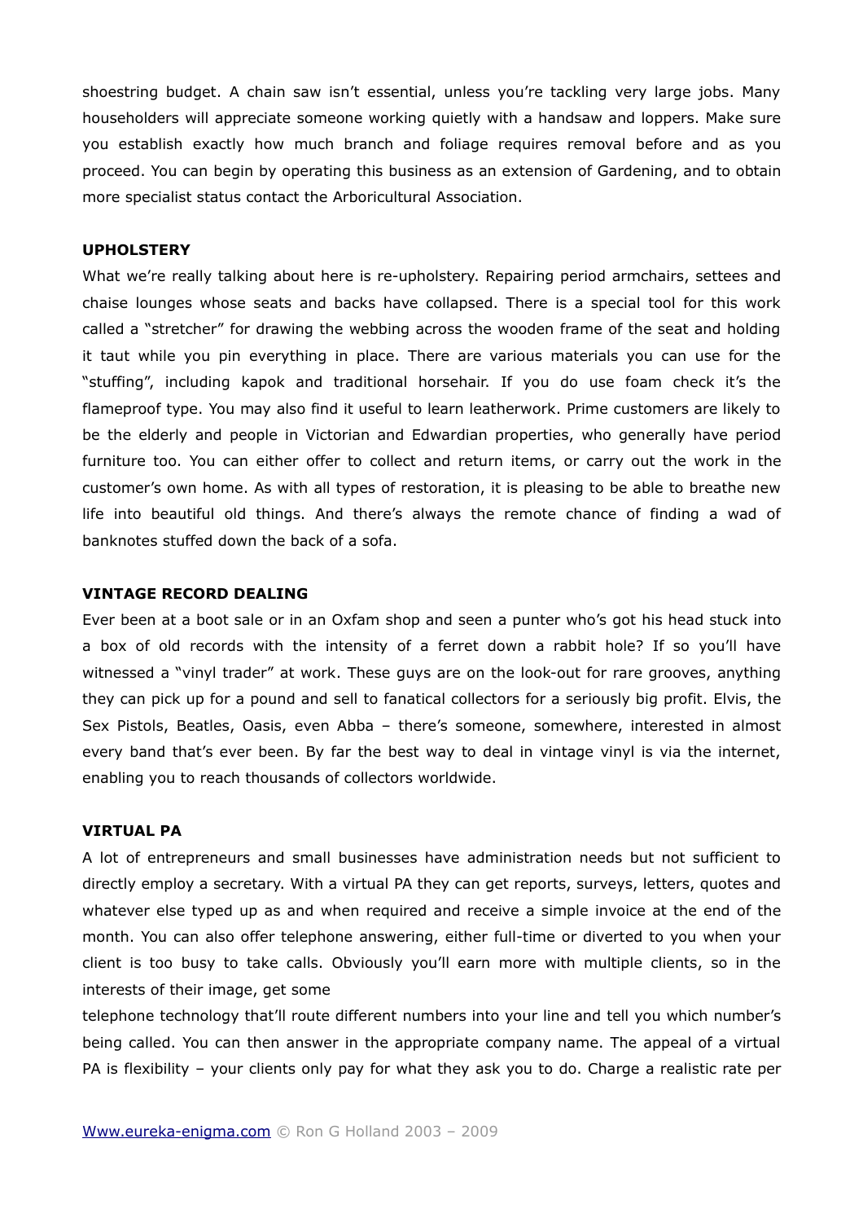shoestring budget. A chain saw isn't essential, unless you're tackling very large jobs. Many householders will appreciate someone working quietly with a handsaw and loppers. Make sure you establish exactly how much branch and foliage requires removal before and as you proceed. You can begin by operating this business as an extension of Gardening, and to obtain more specialist status contact the Arboricultural Association.

**UPHOLSTERY**

What we're really talking about here is re-upholstery. Repairing period armchairs, settees and chaise lounges whose seats and backs have collapsed. There is a special tool for this work called a "stretcher" for drawing the webbing across the wooden frame of the seat and holding it taut while you pin everything in place. There are various materials you can use for the "stuffing", including kapok and traditional horsehair. If you do use foam check it's the flameproof type. You may also find it useful to learn leatherwork. Prime customers are likely to be the elderly and people in Victorian and Edwardian properties, who generally have period furniture too. You can either offer to collect and return items, or carry out the work in the customer's own home. As with all types of restoration, it is pleasing to be able to breathe new life into beautiful old things. And there's always the remote chance of finding a wad of banknotes stuffed down the back of a sofa.

**VINTAGE RECORD DEALING**

Ever been at a boot sale or in an Oxfam shop and seen a punter who's got his head stuck into a box of old records with the intensity of a ferret down a rabbit hole? If so you'll have witnessed a "vinyl trader" at work. These guys are on the look-out for rare grooves, anything they can pick up for a pound and sell to fanatical collectors for a seriously big profit. Elvis, the Sex Pistols, Beatles, Oasis, even Abba – there's someone, somewhere, interested in almost every band that's ever been. By far the best way to deal in vintage vinyl is via the internet, enabling you to reach thousands of collectors worldwide.

**VIRTUAL PA**

A lot of entrepreneurs and small businesses have administration needs but not sufficient to directly employ a secretary. With a virtual PA they can get reports, surveys, letters, quotes and whatever else typed up as and when required and receive a simple invoice at the end of the month. You can also offer telephone answering, either full-time or diverted to you when your client is too busy to take calls. Obviously you'll earn more with multiple clients, so in the interests of their image, get some telephone technology that'll route different numbers into your line and tell you which number's being called. You can then answer in the appropriate company name. The appeal of a virtual PA is flexibility – your clients only pay for what they ask you to do. Charge a realistic rate per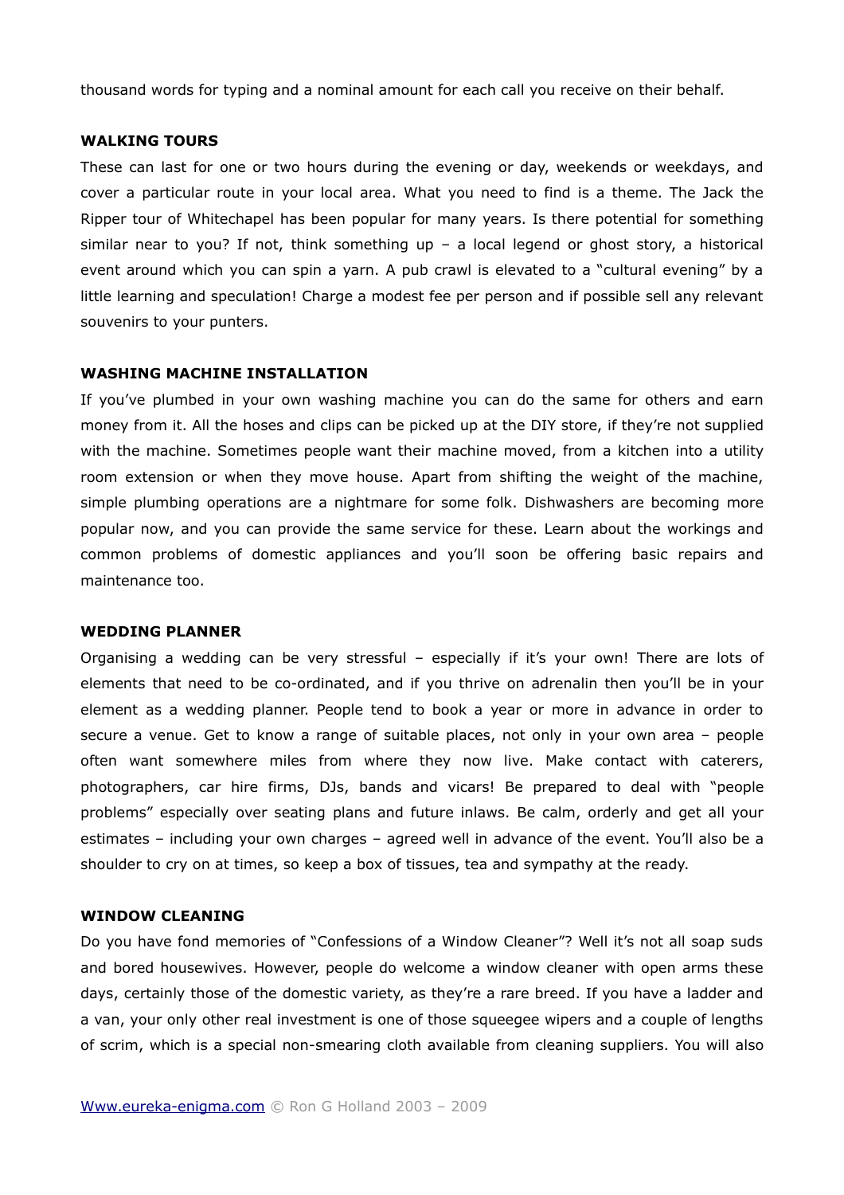thousand words for typing and a nominal amount for each call you receive on their behalf.

**WALKING TOURS**

These can last for one or two hours during the evening or day, weekends or weekdays, and cover a particular route in your local area. What you need to find is a theme. The Jack the Ripper tour of Whitechapel has been popular for many years. Is there potential for something similar near to you? If not, think something up – a local legend or ghost story, a historical event around which you can spin a yarn. A pub crawl is elevated to a "cultural evening" by a little learning and speculation! Charge a modest fee per person and if possible sell any relevant souvenirs to your punters.

**WASHING MACHINE INSTALLATION**

If you've plumbed in your own washing machine you can do the same for others and earn money from it. All the hoses and clips can be picked up at the DIY store, if they're not supplied with the machine. Sometimes people want their machine moved, from a kitchen into a utility room extension or when they move house. Apart from shifting the weight of the machine, simple plumbing operations are a nightmare for some folk. Dishwashers are becoming more popular now, and you can provide the same service for these. Learn about the workings and common problems of domestic appliances and you'll soon be offering basic repairs and maintenance too.

**WEDDING PLANNER**

Organising a wedding can be very stressful – especially if it's your own! There are lots of elements that need to be co-ordinated, and if you thrive on adrenalin then you'll be in your element as a wedding planner. People tend to book a year or more in advance in order to secure a venue. Get to know a range of suitable places, not only in your own area – people often want somewhere miles from where they now live. Make contact with caterers, photographers, car hire firms, DJs, bands and vicars! Be prepared to deal with "people problems" especially over seating plans and future inlaws. Be calm, orderly and get all your estimates – including your own charges – agreed well in advance of the event. You'll also be a shoulder to cry on at times, so keep a box of tissues, tea and sympathy at the ready.

**WINDOW CLEANING**

Do you have fond memories of "Confessions of a Window Cleaner"? Well it's not all soap suds and bored housewives. However, people do welcome a window cleaner with open arms these days, certainly those of the domestic variety, as they're a rare breed. If you have a ladder and a van, your only other real investment is one of those squeegee wipers and a couple of lengths of scrim, which is a special non-smearing cloth available from cleaning suppliers. You will also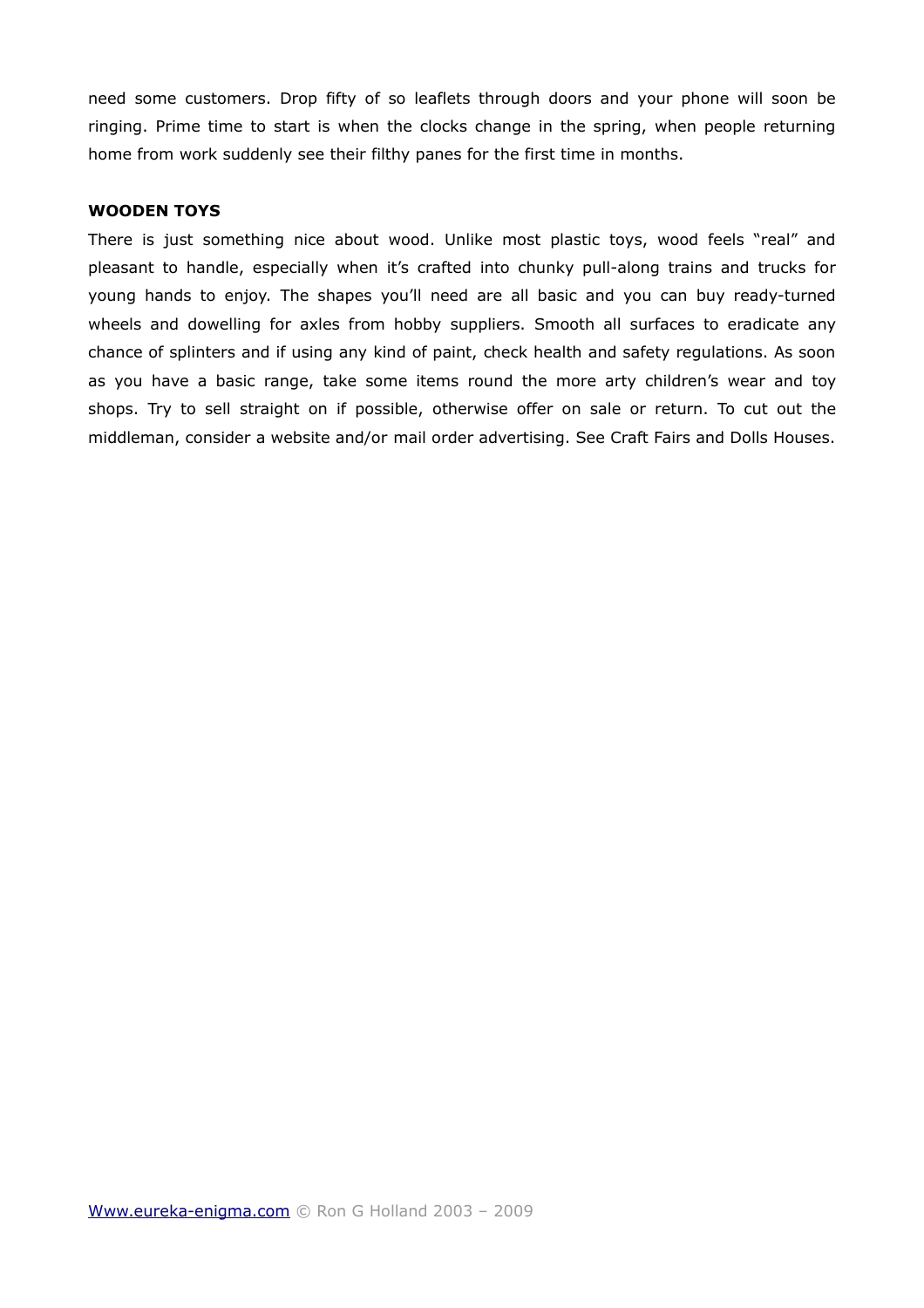need some customers. Drop fifty of so leaflets through doors and your phone will soon be ringing. Prime time to start is when the clocks change in the spring, when people returning home from work suddenly see their filthy panes for the first time in months.

**WOODEN TOYS**

There is just something nice about wood. Unlike most plastic toys, wood feels "real" and pleasant to handle, especially when it's crafted into chunky pull-along trains and trucks for young hands to enjoy. The shapes you'll need are all basic and you can buy ready-turned wheels and dowelling for axles from hobby suppliers. Smooth all surfaces to eradicate any chance of splinters and if using any kind of paint, check health and safety regulations. As soon as you have a basic range, take some items round the more arty children's wear and toy shops. Try to sell straight on if possible, otherwise offer on sale or return. To cut out the middleman, consider a website and/or mail order advertising. See Craft Fairs and Dolls Houses.